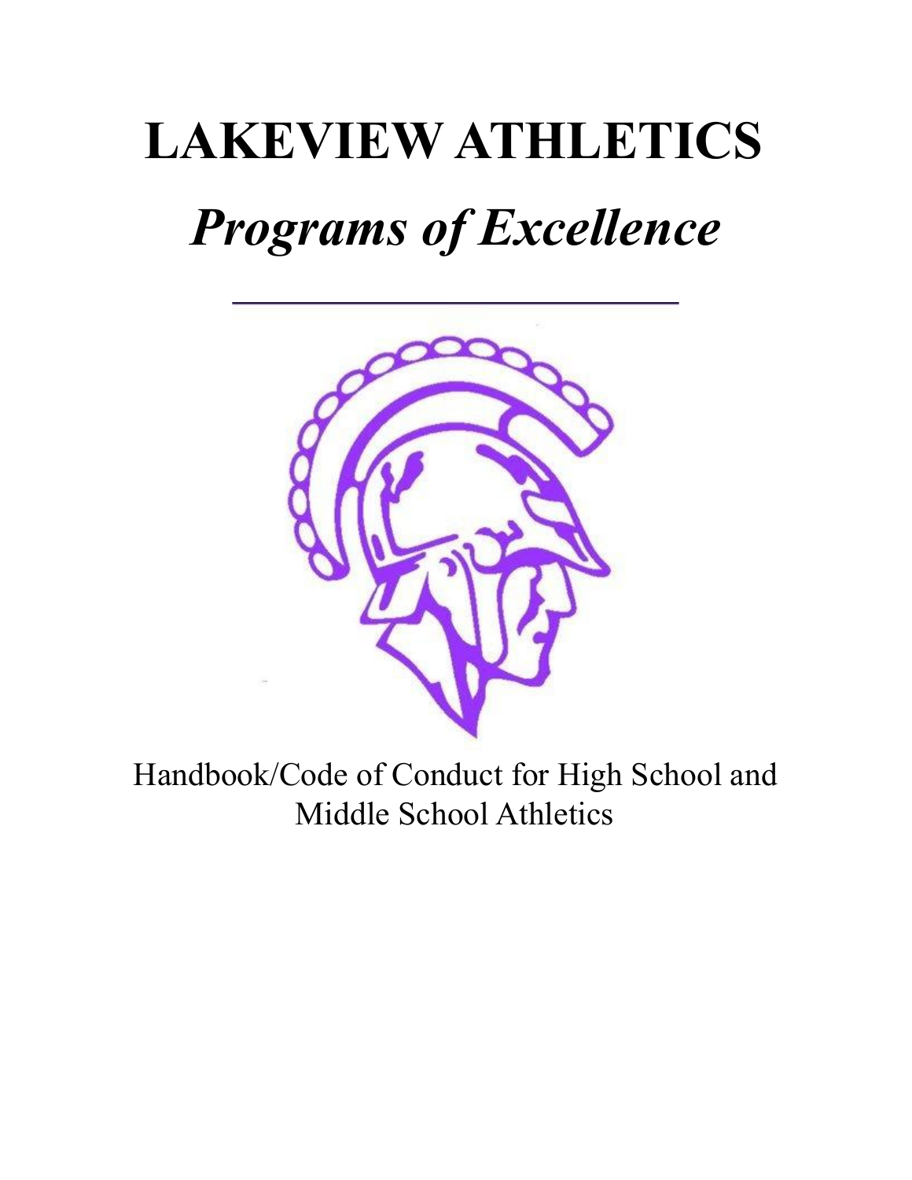# LAKEVIEW ATHLETICS

## *Programs of Excellence*

Handbook/Code of Conduct for High School and Middle School Athletics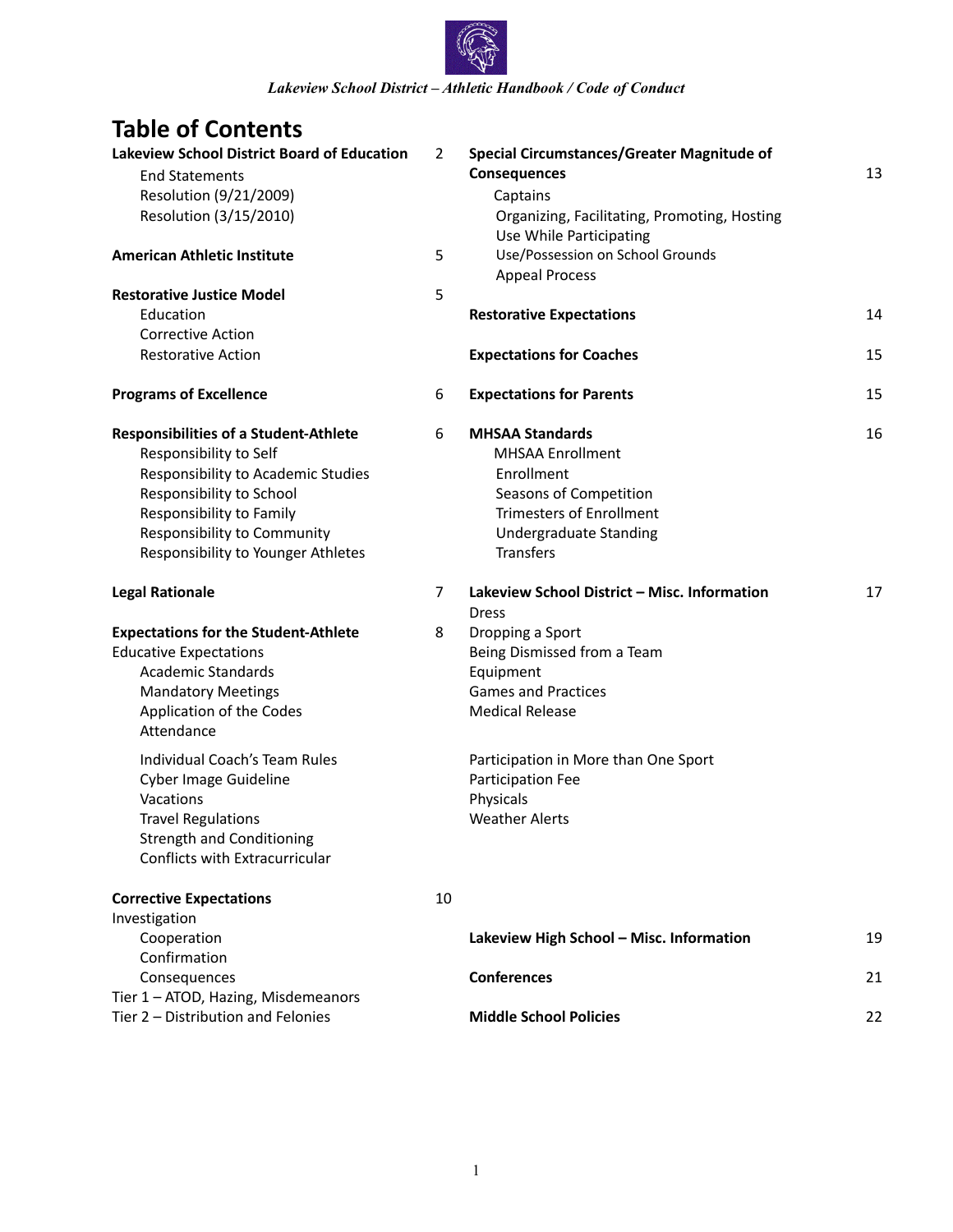# Table of Contents

**Lakeview School District Board of Education** — 2
- End Statements
- Resolution (9/21/2009)
- Resolution (3/15/2010)

**American Athletic Institute** — 5

**Restorative Justice Model** — 5
- Education
- Corrective Action
- Restorative Action

**Programs of Excellence** — 6

**Responsibilities of a Student-Athlete** — 6
- Responsibility to Self
- Responsibility to Academic Studies
- Responsibility to School
- Responsibility to Family
- Responsibility to Community
- Responsibility to Younger Athletes

**Legal Rationale** — 7

**Expectations for the Student-Athlete** — 8

Educative Expectations
- Academic Standards
- Mandatory Meetings
- Application of the Codes
- Attendance
- Individual Coach's Team Rules
- Cyber Image Guideline
- Vacations
- Travel Regulations
- Strength and Conditioning
- Conflicts with Extracurricular

**Corrective Expectations** — 10

Investigation
- Cooperation
- Confirmation
- Consequences

Tier 1 – ATOD, Hazing, Misdemeanors

Tier 2 – Distribution and Felonies

**Special Circumstances/Greater Magnitude of Consequences** — 13
- Captains
- Organizing, Facilitating, Promoting, Hosting
- Use While Participating
- Use/Possession on School Grounds
- Appeal Process

**Restorative Expectations** — 14

**Expectations for Coaches** — 15

**Expectations for Parents** — 15

**MHSAA Standards** — 16
- MHSAA Enrollment
- Enrollment
- Seasons of Competition
- Trimesters of Enrollment
- Undergraduate Standing
- Transfers

**Lakeview School District – Misc. Information** — 17

Dress
Dropping a Sport
Being Dismissed from a Team
Equipment
Games and Practices
Medical Release

Participation in More than One Sport
Participation Fee
Physicals
Weather Alerts

**Lakeview High School – Misc. Information** — 19

**Conferences** — 21

**Middle School Policies** — 22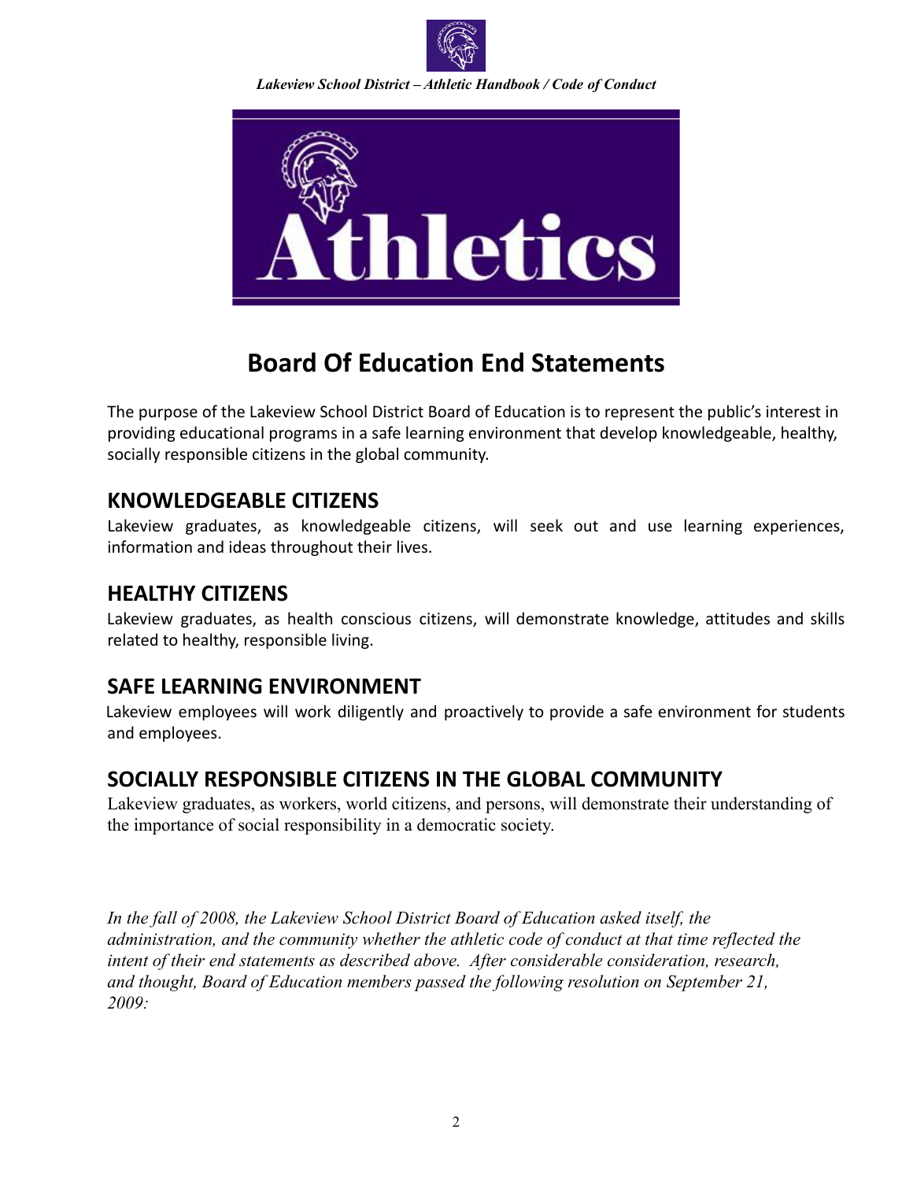# Board Of Education End Statements

The purpose of the Lakeview School District Board of Education is to represent the public's interest in providing educational programs in a safe learning environment that develop knowledgeable, healthy, socially responsible citizens in the global community.

## KNOWLEDGEABLE CITIZENS

Lakeview graduates, as knowledgeable citizens, will seek out and use learning experiences, information and ideas throughout their lives.

## HEALTHY CITIZENS

Lakeview graduates, as health conscious citizens, will demonstrate knowledge, attitudes and skills related to healthy, responsible living.

## SAFE LEARNING ENVIRONMENT

Lakeview employees will work diligently and proactively to provide a safe environment for students and employees.

## SOCIALLY RESPONSIBLE CITIZENS IN THE GLOBAL COMMUNITY

Lakeview graduates, as workers, world citizens, and persons, will demonstrate their understanding of the importance of social responsibility in a democratic society.

*In the fall of 2008, the Lakeview School District Board of Education asked itself, the administration, and the community whether the athletic code of conduct at that time reflected the intent of their end statements as described above. After considerable consideration, research, and thought, Board of Education members passed the following resolution on September 21, 2009:*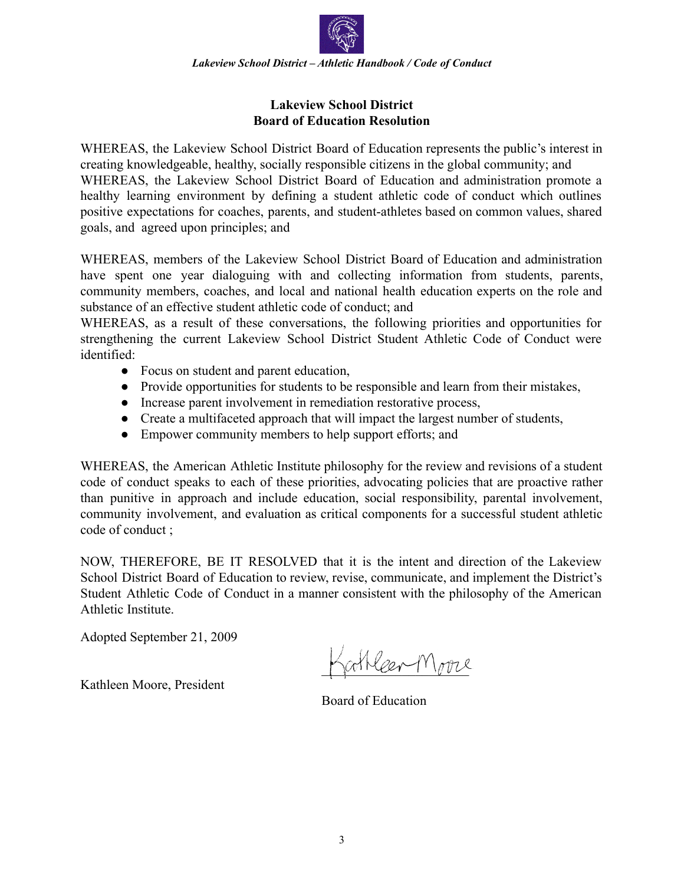## Lakeview School District
## Board of Education Resolution

WHEREAS, the Lakeview School District Board of Education represents the public's interest in creating knowledgeable, healthy, socially responsible citizens in the global community; and
WHEREAS, the Lakeview School District Board of Education and administration promote a healthy learning environment by defining a student athletic code of conduct which outlines positive expectations for coaches, parents, and student-athletes based on common values, shared goals, and agreed upon principles; and

WHEREAS, members of the Lakeview School District Board of Education and administration have spent one year dialoguing with and collecting information from students, parents, community members, coaches, and local and national health education experts on the role and substance of an effective student athletic code of conduct; and
WHEREAS, as a result of these conversations, the following priorities and opportunities for strengthening the current Lakeview School District Student Athletic Code of Conduct were identified:

- Focus on student and parent education,
- Provide opportunities for students to be responsible and learn from their mistakes,
- Increase parent involvement in remediation restorative process,
- Create a multifaceted approach that will impact the largest number of students,
- Empower community members to help support efforts; and

WHEREAS, the American Athletic Institute philosophy for the review and revisions of a student code of conduct speaks to each of these priorities, advocating policies that are proactive rather than punitive in approach and include education, social responsibility, parental involvement, community involvement, and evaluation as critical components for a successful student athletic code of conduct ;

NOW, THEREFORE, BE IT RESOLVED that it is the intent and direction of the Lakeview School District Board of Education to review, revise, communicate, and implement the District's Student Athletic Code of Conduct in a manner consistent with the philosophy of the American Athletic Institute.

Adopted September 21, 2009

Kathleen Moore, President

Kathleen Moore
Board of Education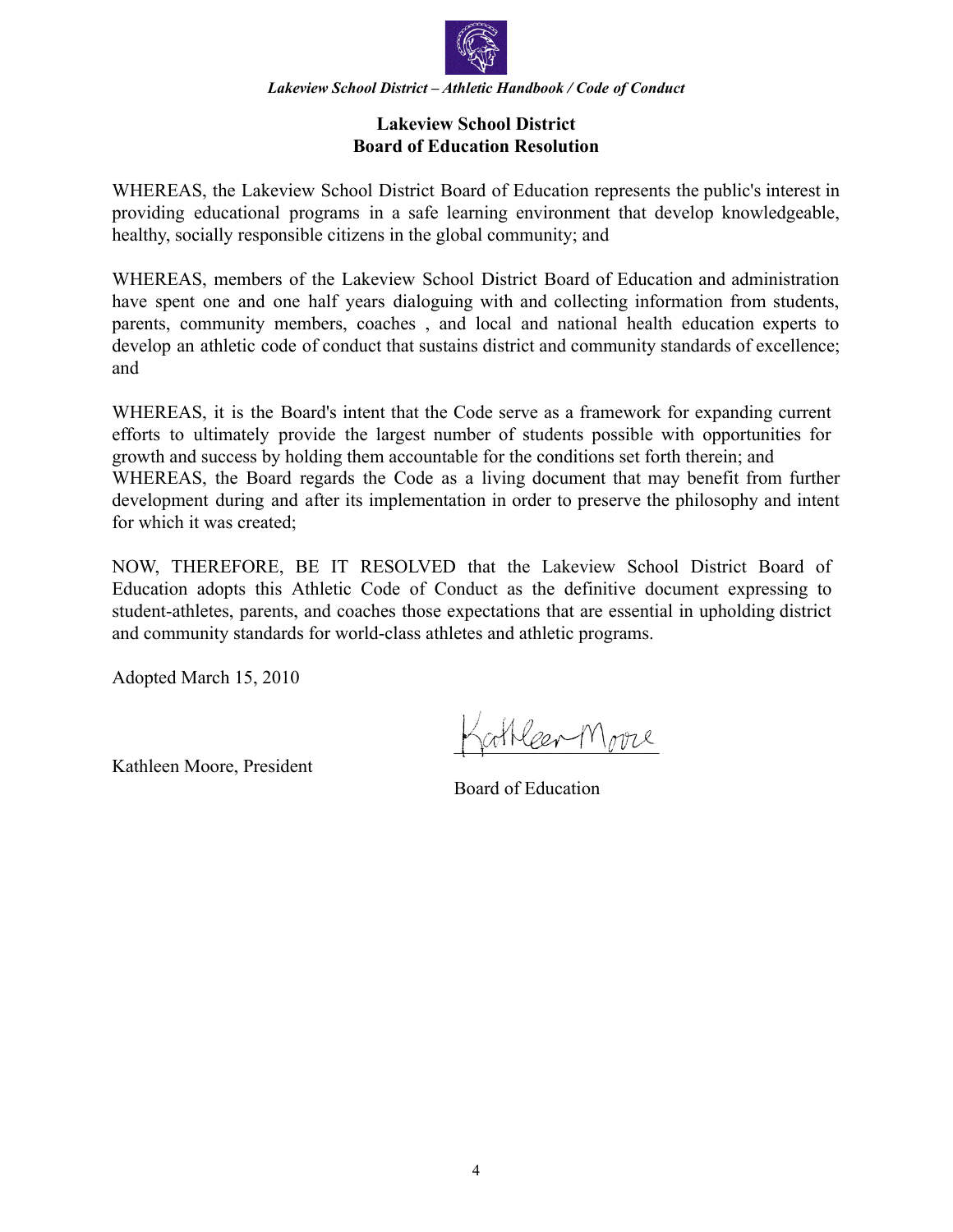## Lakeview School District
## Board of Education Resolution

WHEREAS, the Lakeview School District Board of Education represents the public's interest in providing educational programs in a safe learning environment that develop knowledgeable, healthy, socially responsible citizens in the global community; and

WHEREAS, members of the Lakeview School District Board of Education and administration have spent one and one half years dialoguing with and collecting information from students, parents, community members, coaches , and local and national health education experts to develop an athletic code of conduct that sustains district and community standards of excellence; and

WHEREAS, it is the Board's intent that the Code serve as a framework for expanding current efforts to ultimately provide the largest number of students possible with opportunities for growth and success by holding them accountable for the conditions set forth therein; and
WHEREAS, the Board regards the Code as a living document that may benefit from further development during and after its implementation in order to preserve the philosophy and intent for which it was created;

NOW, THEREFORE, BE IT RESOLVED that the Lakeview School District Board of Education adopts this Athletic Code of Conduct as the definitive document expressing to student-athletes, parents, and coaches those expectations that are essential in upholding district and community standards for world-class athletes and athletic programs.

Adopted March 15, 2010

Kathleen Moore, President

Kathleen Moore

Board of Education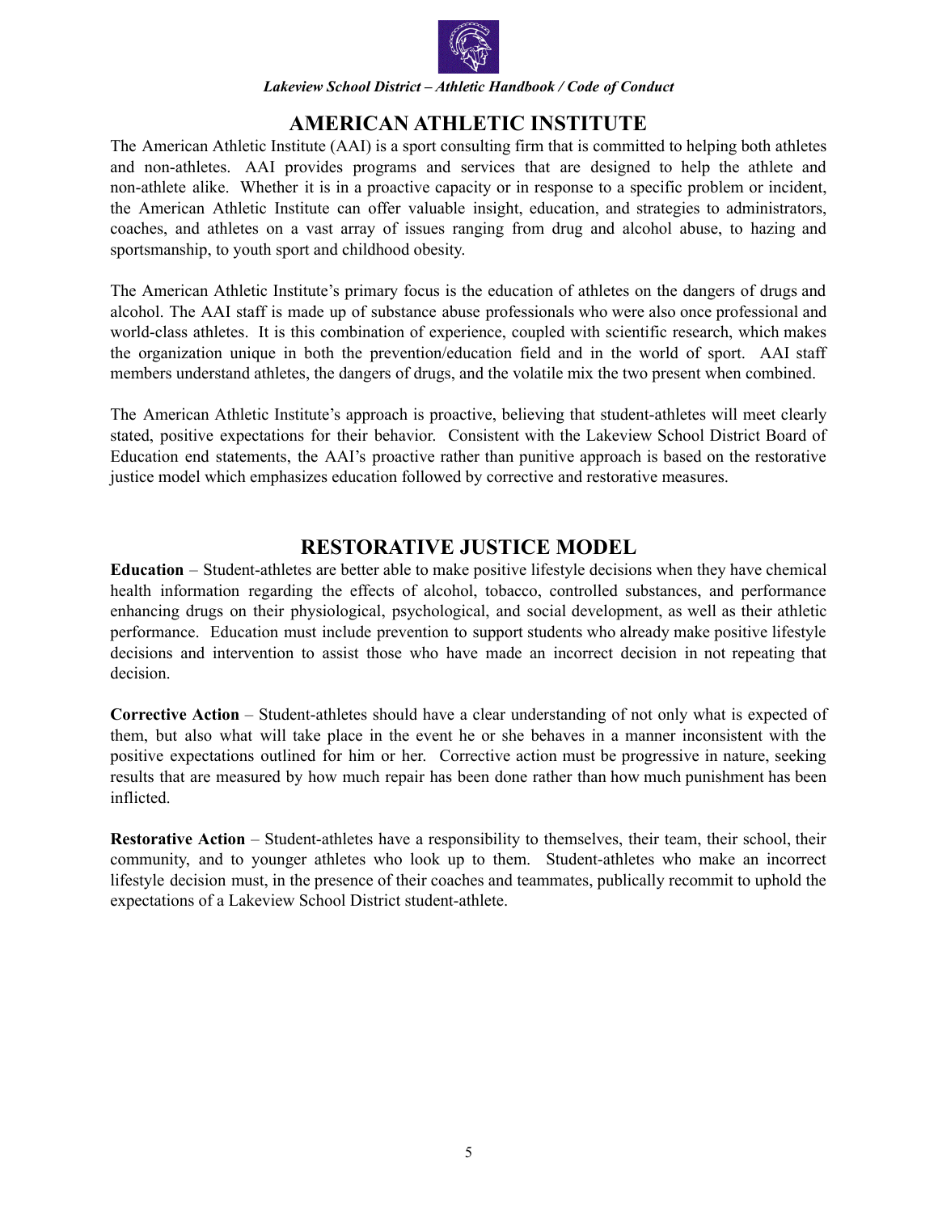## AMERICAN ATHLETIC INSTITUTE

The American Athletic Institute (AAI) is a sport consulting firm that is committed to helping both athletes and non-athletes. AAI provides programs and services that are designed to help the athlete and non-athlete alike. Whether it is in a proactive capacity or in response to a specific problem or incident, the American Athletic Institute can offer valuable insight, education, and strategies to administrators, coaches, and athletes on a vast array of issues ranging from drug and alcohol abuse, to hazing and sportsmanship, to youth sport and childhood obesity.

The American Athletic Institute's primary focus is the education of athletes on the dangers of drugs and alcohol. The AAI staff is made up of substance abuse professionals who were also once professional and world-class athletes. It is this combination of experience, coupled with scientific research, which makes the organization unique in both the prevention/education field and in the world of sport. AAI staff members understand athletes, the dangers of drugs, and the volatile mix the two present when combined.

The American Athletic Institute's approach is proactive, believing that student-athletes will meet clearly stated, positive expectations for their behavior. Consistent with the Lakeview School District Board of Education end statements, the AAI's proactive rather than punitive approach is based on the restorative justice model which emphasizes education followed by corrective and restorative measures.

## RESTORATIVE JUSTICE MODEL

**Education** – Student-athletes are better able to make positive lifestyle decisions when they have chemical health information regarding the effects of alcohol, tobacco, controlled substances, and performance enhancing drugs on their physiological, psychological, and social development, as well as their athletic performance. Education must include prevention to support students who already make positive lifestyle decisions and intervention to assist those who have made an incorrect decision in not repeating that decision.

**Corrective Action** – Student-athletes should have a clear understanding of not only what is expected of them, but also what will take place in the event he or she behaves in a manner inconsistent with the positive expectations outlined for him or her. Corrective action must be progressive in nature, seeking results that are measured by how much repair has been done rather than how much punishment has been inflicted.

**Restorative Action** – Student-athletes have a responsibility to themselves, their team, their school, their community, and to younger athletes who look up to them. Student-athletes who make an incorrect lifestyle decision must, in the presence of their coaches and teammates, publically recommit to uphold the expectations of a Lakeview School District student-athlete.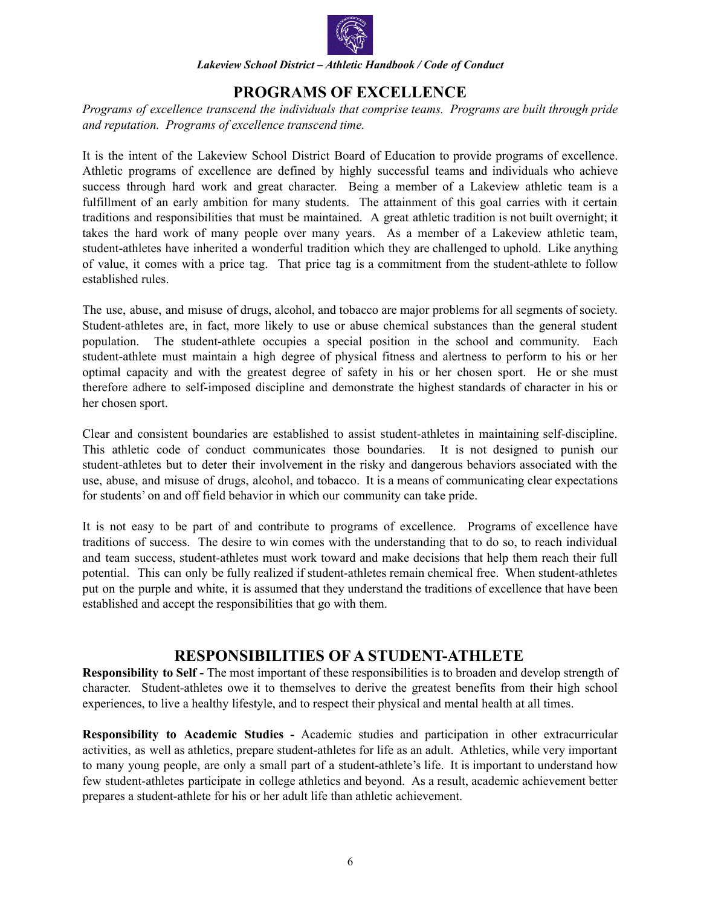## PROGRAMS OF EXCELLENCE

*Programs of excellence transcend the individuals that comprise teams. Programs are built through pride and reputation. Programs of excellence transcend time.*

It is the intent of the Lakeview School District Board of Education to provide programs of excellence. Athletic programs of excellence are defined by highly successful teams and individuals who achieve success through hard work and great character. Being a member of a Lakeview athletic team is a fulfillment of an early ambition for many students. The attainment of this goal carries with it certain traditions and responsibilities that must be maintained. A great athletic tradition is not built overnight; it takes the hard work of many people over many years. As a member of a Lakeview athletic team, student-athletes have inherited a wonderful tradition which they are challenged to uphold. Like anything of value, it comes with a price tag. That price tag is a commitment from the student-athlete to follow established rules.

The use, abuse, and misuse of drugs, alcohol, and tobacco are major problems for all segments of society. Student-athletes are, in fact, more likely to use or abuse chemical substances than the general student population. The student-athlete occupies a special position in the school and community. Each student-athlete must maintain a high degree of physical fitness and alertness to perform to his or her optimal capacity and with the greatest degree of safety in his or her chosen sport. He or she must therefore adhere to self-imposed discipline and demonstrate the highest standards of character in his or her chosen sport.

Clear and consistent boundaries are established to assist student-athletes in maintaining self-discipline. This athletic code of conduct communicates those boundaries. It is not designed to punish our student-athletes but to deter their involvement in the risky and dangerous behaviors associated with the use, abuse, and misuse of drugs, alcohol, and tobacco. It is a means of communicating clear expectations for students' on and off field behavior in which our community can take pride.

It is not easy to be part of and contribute to programs of excellence. Programs of excellence have traditions of success. The desire to win comes with the understanding that to do so, to reach individual and team success, student-athletes must work toward and make decisions that help them reach their full potential. This can only be fully realized if student-athletes remain chemical free. When student-athletes put on the purple and white, it is assumed that they understand the traditions of excellence that have been established and accept the responsibilities that go with them.

## RESPONSIBILITIES OF A STUDENT-ATHLETE

**Responsibility to Self -** The most important of these responsibilities is to broaden and develop strength of character. Student-athletes owe it to themselves to derive the greatest benefits from their high school experiences, to live a healthy lifestyle, and to respect their physical and mental health at all times.

**Responsibility to Academic Studies -** Academic studies and participation in other extracurricular activities, as well as athletics, prepare student-athletes for life as an adult. Athletics, while very important to many young people, are only a small part of a student-athlete's life. It is important to understand how few student-athletes participate in college athletics and beyond. As a result, academic achievement better prepares a student-athlete for his or her adult life than athletic achievement.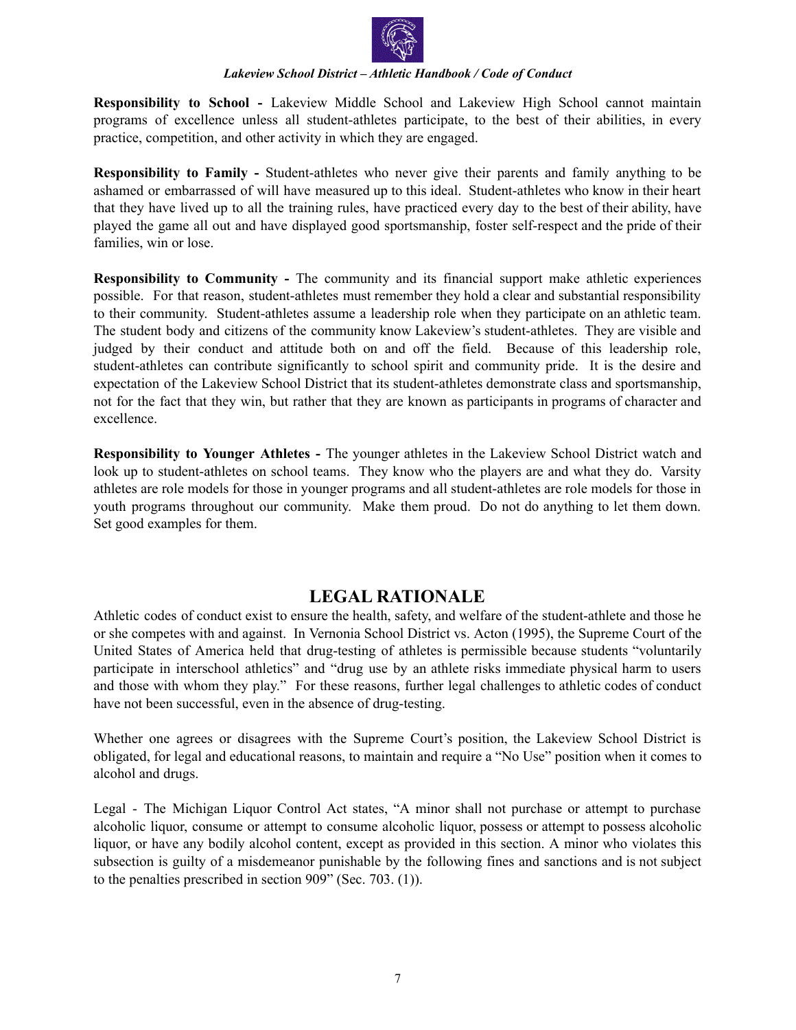**Responsibility to School -** Lakeview Middle School and Lakeview High School cannot maintain programs of excellence unless all student-athletes participate, to the best of their abilities, in every practice, competition, and other activity in which they are engaged.

**Responsibility to Family -** Student-athletes who never give their parents and family anything to be ashamed or embarrassed of will have measured up to this ideal. Student-athletes who know in their heart that they have lived up to all the training rules, have practiced every day to the best of their ability, have played the game all out and have displayed good sportsmanship, foster self-respect and the pride of their families, win or lose.

**Responsibility to Community -** The community and its financial support make athletic experiences possible. For that reason, student-athletes must remember they hold a clear and substantial responsibility to their community. Student-athletes assume a leadership role when they participate on an athletic team. The student body and citizens of the community know Lakeview's student-athletes. They are visible and judged by their conduct and attitude both on and off the field. Because of this leadership role, student-athletes can contribute significantly to school spirit and community pride. It is the desire and expectation of the Lakeview School District that its student-athletes demonstrate class and sportsmanship, not for the fact that they win, but rather that they are known as participants in programs of character and excellence.

**Responsibility to Younger Athletes -** The younger athletes in the Lakeview School District watch and look up to student-athletes on school teams. They know who the players are and what they do. Varsity athletes are role models for those in younger programs and all student-athletes are role models for those in youth programs throughout our community. Make them proud. Do not do anything to let them down. Set good examples for them.

## LEGAL RATIONALE

Athletic codes of conduct exist to ensure the health, safety, and welfare of the student-athlete and those he or she competes with and against. In Vernonia School District vs. Acton (1995), the Supreme Court of the United States of America held that drug-testing of athletes is permissible because students "voluntarily participate in interschool athletics" and "drug use by an athlete risks immediate physical harm to users and those with whom they play." For these reasons, further legal challenges to athletic codes of conduct have not been successful, even in the absence of drug-testing.

Whether one agrees or disagrees with the Supreme Court's position, the Lakeview School District is obligated, for legal and educational reasons, to maintain and require a "No Use" position when it comes to alcohol and drugs.

Legal - The Michigan Liquor Control Act states, "A minor shall not purchase or attempt to purchase alcoholic liquor, consume or attempt to consume alcoholic liquor, possess or attempt to possess alcoholic liquor, or have any bodily alcohol content, except as provided in this section. A minor who violates this subsection is guilty of a misdemeanor punishable by the following fines and sanctions and is not subject to the penalties prescribed in section 909" (Sec. 703. (1)).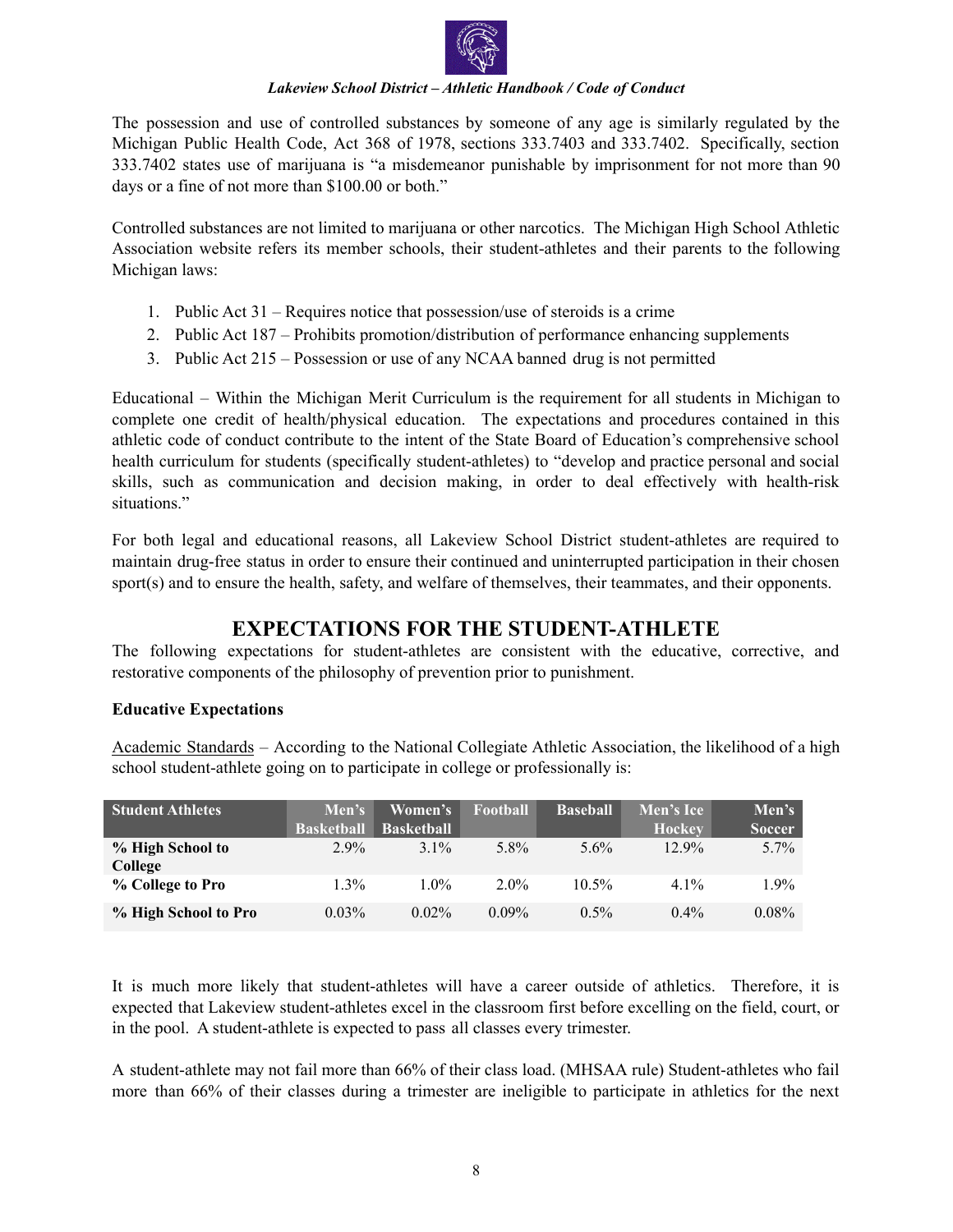The possession and use of controlled substances by someone of any age is similarly regulated by the Michigan Public Health Code, Act 368 of 1978, sections 333.7403 and 333.7402. Specifically, section 333.7402 states use of marijuana is "a misdemeanor punishable by imprisonment for not more than 90 days or a fine of not more than $100.00 or both."

Controlled substances are not limited to marijuana or other narcotics. The Michigan High School Athletic Association website refers its member schools, their student-athletes and their parents to the following Michigan laws:

1. Public Act 31 – Requires notice that possession/use of steroids is a crime
2. Public Act 187 – Prohibits promotion/distribution of performance enhancing supplements
3. Public Act 215 – Possession or use of any NCAA banned drug is not permitted

Educational – Within the Michigan Merit Curriculum is the requirement for all students in Michigan to complete one credit of health/physical education. The expectations and procedures contained in this athletic code of conduct contribute to the intent of the State Board of Education's comprehensive school health curriculum for students (specifically student-athletes) to "develop and practice personal and social skills, such as communication and decision making, in order to deal effectively with health-risk situations."

For both legal and educational reasons, all Lakeview School District student-athletes are required to maintain drug-free status in order to ensure their continued and uninterrupted participation in their chosen sport(s) and to ensure the health, safety, and welfare of themselves, their teammates, and their opponents.

## EXPECTATIONS FOR THE STUDENT-ATHLETE

The following expectations for student-athletes are consistent with the educative, corrective, and restorative components of the philosophy of prevention prior to punishment.

**Educative Expectations**

Academic Standards – According to the National Collegiate Athletic Association, the likelihood of a high school student-athlete going on to participate in college or professionally is:

| Student Athletes | Men's Basketball | Women's Basketball | Football | Baseball | Men's Ice Hockey | Men's Soccer |
|---|---|---|---|---|---|---|
| **% High School to College** | 2.9% | 3.1% | 5.8% | 5.6% | 12.9% | 5.7% |
| **% College to Pro** | 1.3% | 1.0% | 2.0% | 10.5% | 4.1% | 1.9% |
| **% High School to Pro** | 0.03% | 0.02% | 0.09% | 0.5% | 0.4% | 0.08% |

It is much more likely that student-athletes will have a career outside of athletics. Therefore, it is expected that Lakeview student-athletes excel in the classroom first before excelling on the field, court, or in the pool. A student-athlete is expected to pass all classes every trimester.

A student-athlete may not fail more than 66% of their class load. (MHSAA rule) Student-athletes who fail more than 66% of their classes during a trimester are ineligible to participate in athletics for the next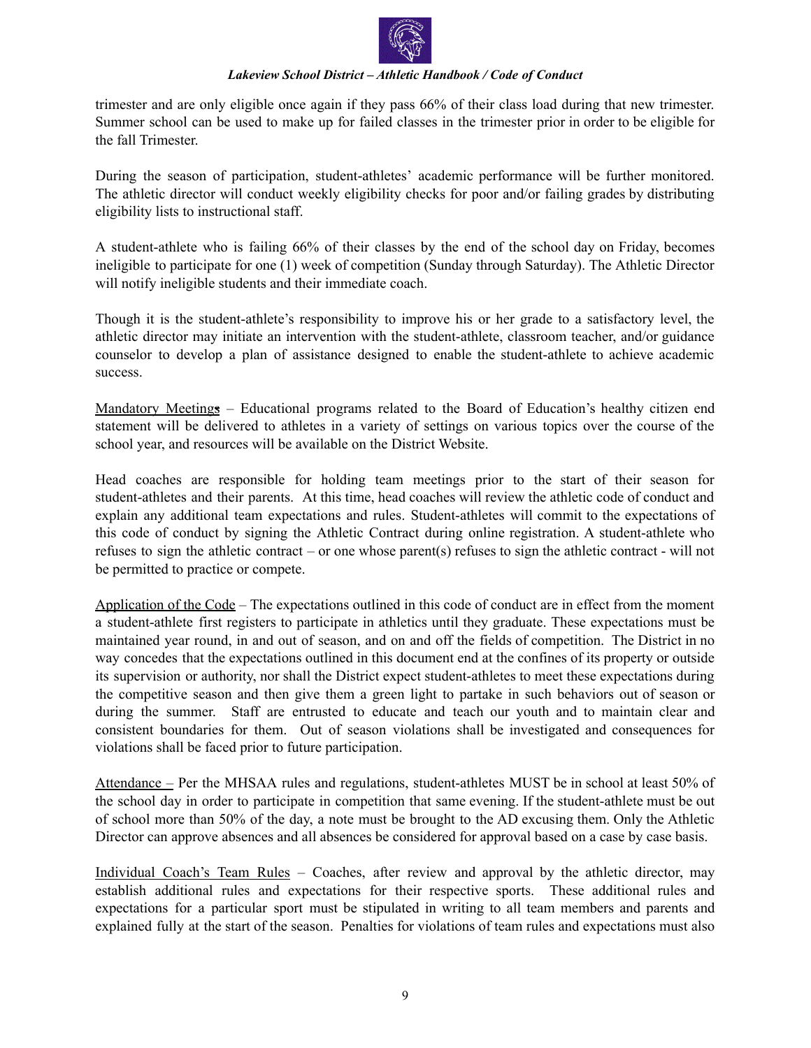trimester and are only eligible once again if they pass 66% of their class load during that new trimester. Summer school can be used to make up for failed classes in the trimester prior in order to be eligible for the fall Trimester.

During the season of participation, student-athletes' academic performance will be further monitored. The athletic director will conduct weekly eligibility checks for poor and/or failing grades by distributing eligibility lists to instructional staff.

A student-athlete who is failing 66% of their classes by the end of the school day on Friday, becomes ineligible to participate for one (1) week of competition (Sunday through Saturday). The Athletic Director will notify ineligible students and their immediate coach.

Though it is the student-athlete's responsibility to improve his or her grade to a satisfactory level, the athletic director may initiate an intervention with the student-athlete, classroom teacher, and/or guidance counselor to develop a plan of assistance designed to enable the student-athlete to achieve academic success.

<u>Mandatory Meetings</u> – Educational programs related to the Board of Education's healthy citizen end statement will be delivered to athletes in a variety of settings on various topics over the course of the school year, and resources will be available on the District Website.

Head coaches are responsible for holding team meetings prior to the start of their season for student-athletes and their parents. At this time, head coaches will review the athletic code of conduct and explain any additional team expectations and rules. Student-athletes will commit to the expectations of this code of conduct by signing the Athletic Contract during online registration. A student-athlete who refuses to sign the athletic contract – or one whose parent(s) refuses to sign the athletic contract - will not be permitted to practice or compete.

<u>Application of the Code</u> – The expectations outlined in this code of conduct are in effect from the moment a student-athlete first registers to participate in athletics until they graduate. These expectations must be maintained year round, in and out of season, and on and off the fields of competition. The District in no way concedes that the expectations outlined in this document end at the confines of its property or outside its supervision or authority, nor shall the District expect student-athletes to meet these expectations during the competitive season and then give them a green light to partake in such behaviors out of season or during the summer. Staff are entrusted to educate and teach our youth and to maintain clear and consistent boundaries for them. Out of season violations shall be investigated and consequences for violations shall be faced prior to future participation.

<u>Attendance –</u> Per the MHSAA rules and regulations, student-athletes MUST be in school at least 50% of the school day in order to participate in competition that same evening. If the student-athlete must be out of school more than 50% of the day, a note must be brought to the AD excusing them. Only the Athletic Director can approve absences and all absences be considered for approval based on a case by case basis.

<u>Individual Coach's Team Rules</u> – Coaches, after review and approval by the athletic director, may establish additional rules and expectations for their respective sports. These additional rules and expectations for a particular sport must be stipulated in writing to all team members and parents and explained fully at the start of the season. Penalties for violations of team rules and expectations must also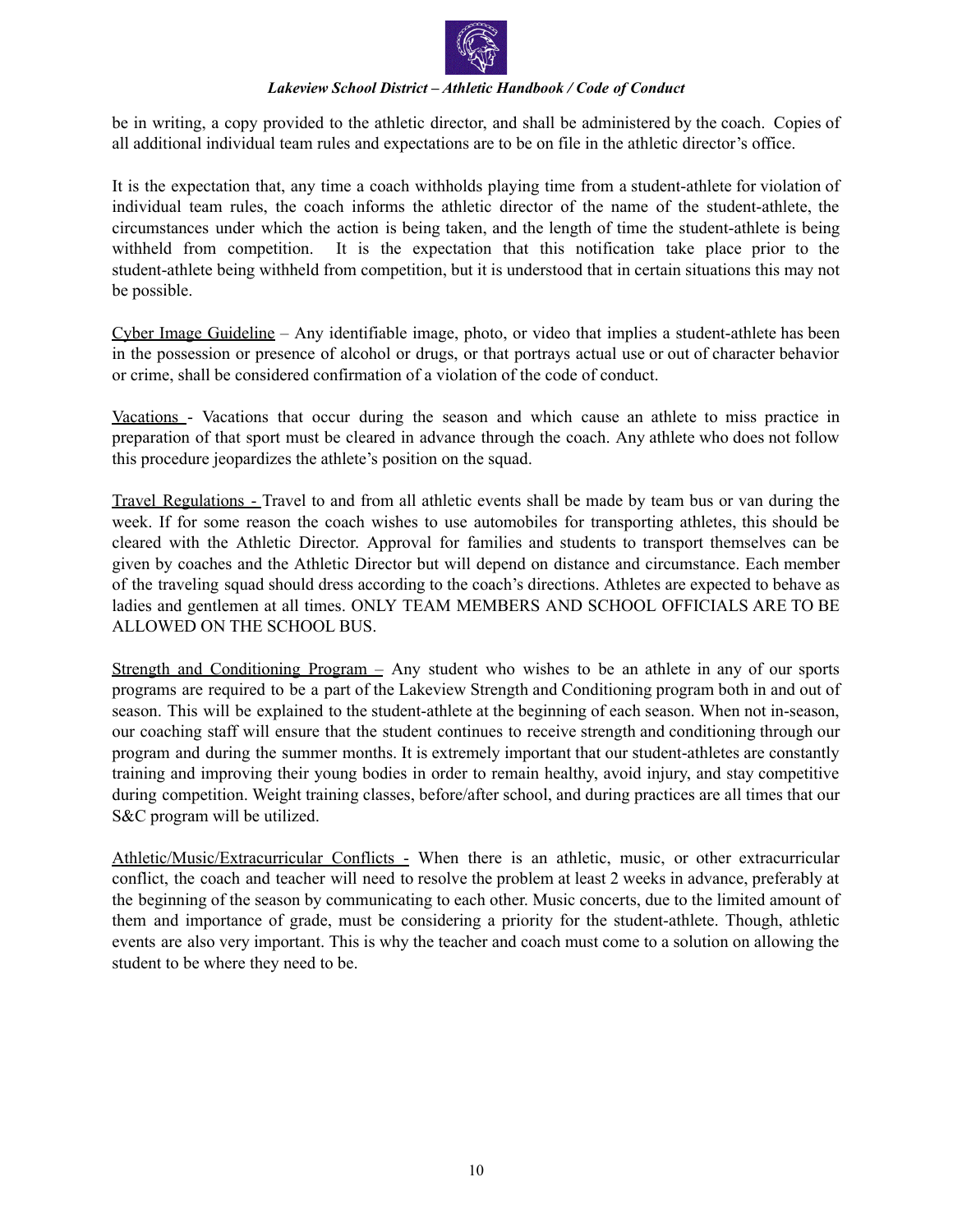be in writing, a copy provided to the athletic director, and shall be administered by the coach. Copies of all additional individual team rules and expectations are to be on file in the athletic director's office.

It is the expectation that, any time a coach withholds playing time from a student-athlete for violation of individual team rules, the coach informs the athletic director of the name of the student-athlete, the circumstances under which the action is being taken, and the length of time the student-athlete is being withheld from competition. It is the expectation that this notification take place prior to the student-athlete being withheld from competition, but it is understood that in certain situations this may not be possible.

Cyber Image Guideline – Any identifiable image, photo, or video that implies a student-athlete has been in the possession or presence of alcohol or drugs, or that portrays actual use or out of character behavior or crime, shall be considered confirmation of a violation of the code of conduct.

Vacations - Vacations that occur during the season and which cause an athlete to miss practice in preparation of that sport must be cleared in advance through the coach. Any athlete who does not follow this procedure jeopardizes the athlete's position on the squad.

Travel Regulations - Travel to and from all athletic events shall be made by team bus or van during the week. If for some reason the coach wishes to use automobiles for transporting athletes, this should be cleared with the Athletic Director. Approval for families and students to transport themselves can be given by coaches and the Athletic Director but will depend on distance and circumstance. Each member of the traveling squad should dress according to the coach's directions. Athletes are expected to behave as ladies and gentlemen at all times. ONLY TEAM MEMBERS AND SCHOOL OFFICIALS ARE TO BE ALLOWED ON THE SCHOOL BUS.

Strength and Conditioning Program – Any student who wishes to be an athlete in any of our sports programs are required to be a part of the Lakeview Strength and Conditioning program both in and out of season. This will be explained to the student-athlete at the beginning of each season. When not in-season, our coaching staff will ensure that the student continues to receive strength and conditioning through our program and during the summer months. It is extremely important that our student-athletes are constantly training and improving their young bodies in order to remain healthy, avoid injury, and stay competitive during competition. Weight training classes, before/after school, and during practices are all times that our S&C program will be utilized.

Athletic/Music/Extracurricular Conflicts - When there is an athletic, music, or other extracurricular conflict, the coach and teacher will need to resolve the problem at least 2 weeks in advance, preferably at the beginning of the season by communicating to each other. Music concerts, due to the limited amount of them and importance of grade, must be considering a priority for the student-athlete. Though, athletic events are also very important. This is why the teacher and coach must come to a solution on allowing the student to be where they need to be.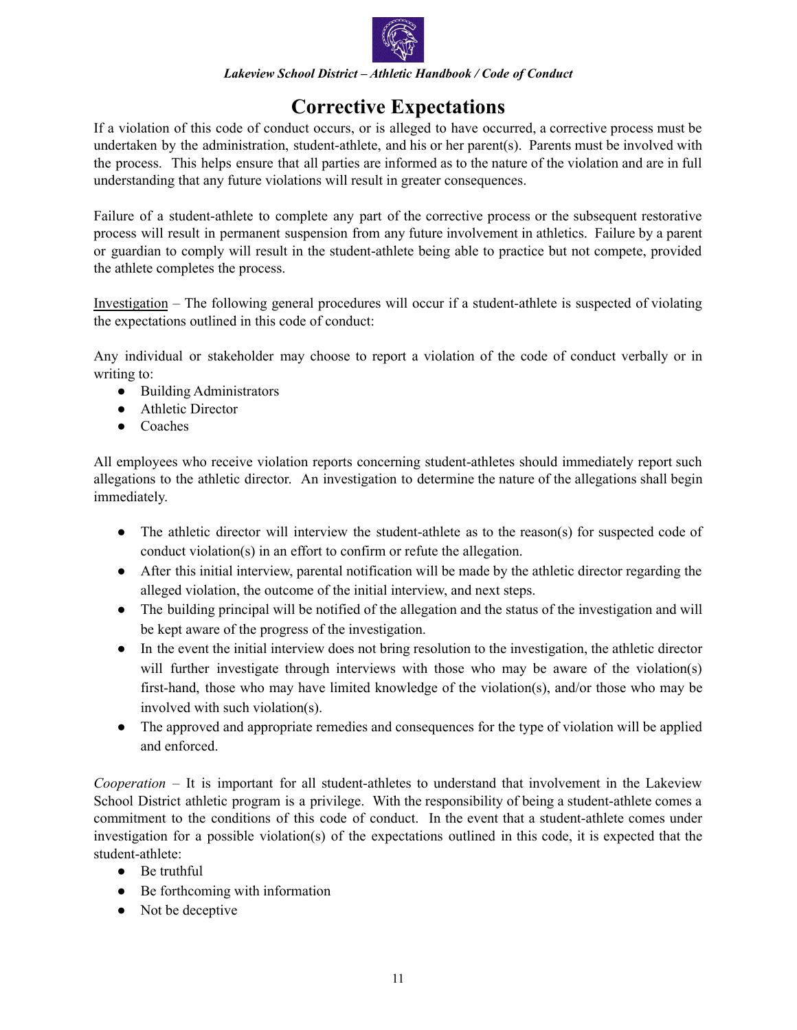# Corrective Expectations

If a violation of this code of conduct occurs, or is alleged to have occurred, a corrective process must be undertaken by the administration, student-athlete, and his or her parent(s). Parents must be involved with the process. This helps ensure that all parties are informed as to the nature of the violation and are in full understanding that any future violations will result in greater consequences.

Failure of a student-athlete to complete any part of the corrective process or the subsequent restorative process will result in permanent suspension from any future involvement in athletics. Failure by a parent or guardian to comply will result in the student-athlete being able to practice but not compete, provided the athlete completes the process.

<u>Investigation</u> – The following general procedures will occur if a student-athlete is suspected of violating the expectations outlined in this code of conduct:

Any individual or stakeholder may choose to report a violation of the code of conduct verbally or in writing to:

- Building Administrators
- Athletic Director
- Coaches

All employees who receive violation reports concerning student-athletes should immediately report such allegations to the athletic director. An investigation to determine the nature of the allegations shall begin immediately.

- The athletic director will interview the student-athlete as to the reason(s) for suspected code of conduct violation(s) in an effort to confirm or refute the allegation.
- After this initial interview, parental notification will be made by the athletic director regarding the alleged violation, the outcome of the initial interview, and next steps.
- The building principal will be notified of the allegation and the status of the investigation and will be kept aware of the progress of the investigation.
- In the event the initial interview does not bring resolution to the investigation, the athletic director will further investigate through interviews with those who may be aware of the violation(s) first-hand, those who may have limited knowledge of the violation(s), and/or those who may be involved with such violation(s).
- The approved and appropriate remedies and consequences for the type of violation will be applied and enforced.

*Cooperation* – It is important for all student-athletes to understand that involvement in the Lakeview School District athletic program is a privilege. With the responsibility of being a student-athlete comes a commitment to the conditions of this code of conduct. In the event that a student-athlete comes under investigation for a possible violation(s) of the expectations outlined in this code, it is expected that the student-athlete:

- Be truthful
- Be forthcoming with information
- Not be deceptive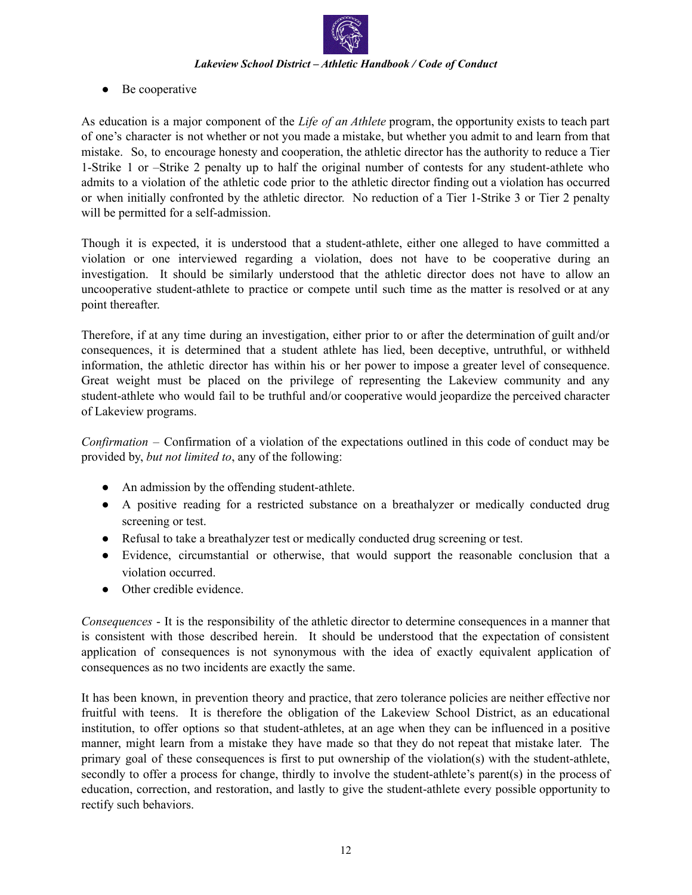- Be cooperative

As education is a major component of the *Life of an Athlete* program, the opportunity exists to teach part of one's character is not whether or not you made a mistake, but whether you admit to and learn from that mistake. So, to encourage honesty and cooperation, the athletic director has the authority to reduce a Tier 1-Strike 1 or –Strike 2 penalty up to half the original number of contests for any student-athlete who admits to a violation of the athletic code prior to the athletic director finding out a violation has occurred or when initially confronted by the athletic director. No reduction of a Tier 1-Strike 3 or Tier 2 penalty will be permitted for a self-admission.

Though it is expected, it is understood that a student-athlete, either one alleged to have committed a violation or one interviewed regarding a violation, does not have to be cooperative during an investigation. It should be similarly understood that the athletic director does not have to allow an uncooperative student-athlete to practice or compete until such time as the matter is resolved or at any point thereafter.

Therefore, if at any time during an investigation, either prior to or after the determination of guilt and/or consequences, it is determined that a student athlete has lied, been deceptive, untruthful, or withheld information, the athletic director has within his or her power to impose a greater level of consequence. Great weight must be placed on the privilege of representing the Lakeview community and any student-athlete who would fail to be truthful and/or cooperative would jeopardize the perceived character of Lakeview programs.

*Confirmation* – Confirmation of a violation of the expectations outlined in this code of conduct may be provided by, *but not limited to*, any of the following:

- An admission by the offending student-athlete.
- A positive reading for a restricted substance on a breathalyzer or medically conducted drug screening or test.
- Refusal to take a breathalyzer test or medically conducted drug screening or test.
- Evidence, circumstantial or otherwise, that would support the reasonable conclusion that a violation occurred.
- Other credible evidence.

*Consequences* - It is the responsibility of the athletic director to determine consequences in a manner that is consistent with those described herein. It should be understood that the expectation of consistent application of consequences is not synonymous with the idea of exactly equivalent application of consequences as no two incidents are exactly the same.

It has been known, in prevention theory and practice, that zero tolerance policies are neither effective nor fruitful with teens. It is therefore the obligation of the Lakeview School District, as an educational institution, to offer options so that student-athletes, at an age when they can be influenced in a positive manner, might learn from a mistake they have made so that they do not repeat that mistake later. The primary goal of these consequences is first to put ownership of the violation(s) with the student-athlete, secondly to offer a process for change, thirdly to involve the student-athlete's parent(s) in the process of education, correction, and restoration, and lastly to give the student-athlete every possible opportunity to rectify such behaviors.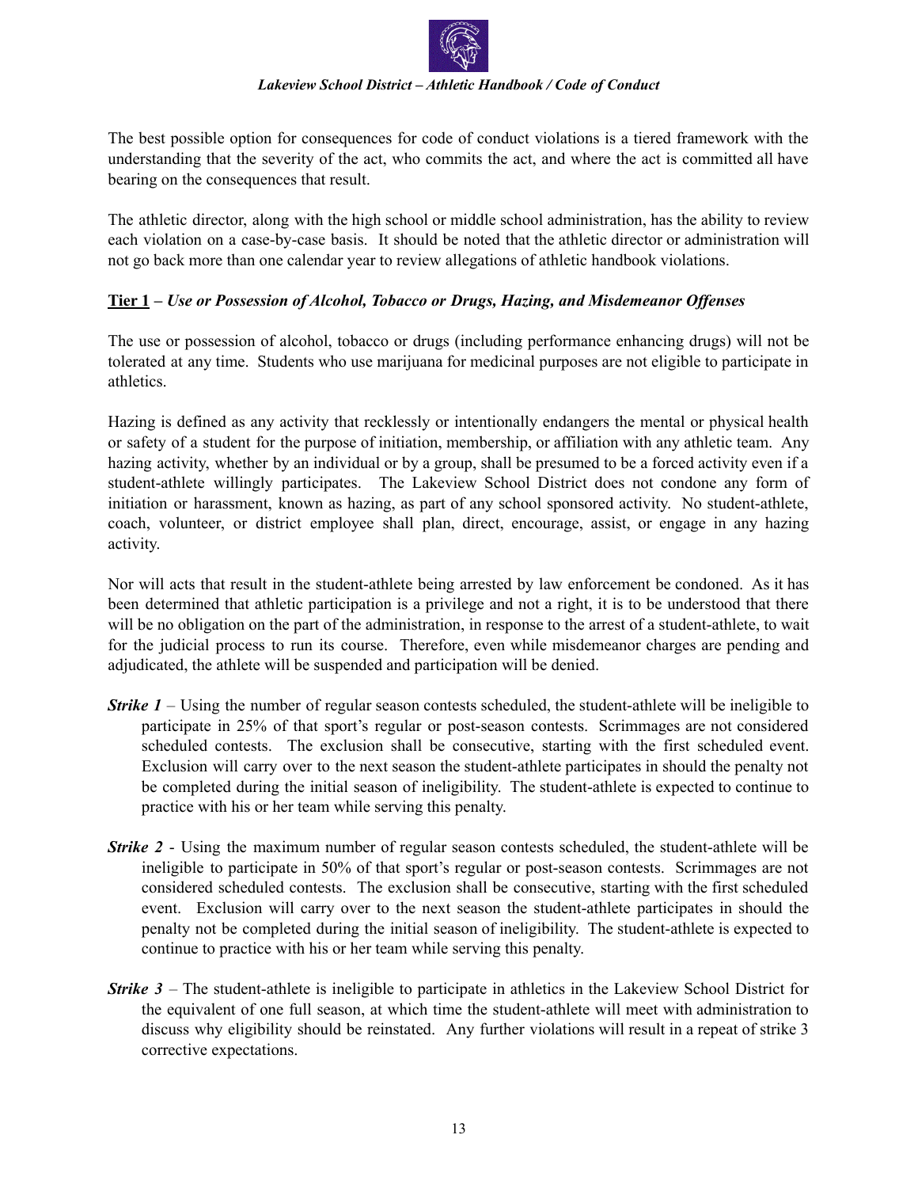The best possible option for consequences for code of conduct violations is a tiered framework with the understanding that the severity of the act, who commits the act, and where the act is committed all have bearing on the consequences that result.

The athletic director, along with the high school or middle school administration, has the ability to review each violation on a case-by-case basis. It should be noted that the athletic director or administration will not go back more than one calendar year to review allegations of athletic handbook violations.

### <u>**Tier 1**</u> – ***Use or Possession of Alcohol, Tobacco or Drugs, Hazing, and Misdemeanor Offenses***

The use or possession of alcohol, tobacco or drugs (including performance enhancing drugs) will not be tolerated at any time. Students who use marijuana for medicinal purposes are not eligible to participate in athletics.

Hazing is defined as any activity that recklessly or intentionally endangers the mental or physical health or safety of a student for the purpose of initiation, membership, or affiliation with any athletic team. Any hazing activity, whether by an individual or by a group, shall be presumed to be a forced activity even if a student-athlete willingly participates. The Lakeview School District does not condone any form of initiation or harassment, known as hazing, as part of any school sponsored activity. No student-athlete, coach, volunteer, or district employee shall plan, direct, encourage, assist, or engage in any hazing activity.

Nor will acts that result in the student-athlete being arrested by law enforcement be condoned. As it has been determined that athletic participation is a privilege and not a right, it is to be understood that there will be no obligation on the part of the administration, in response to the arrest of a student-athlete, to wait for the judicial process to run its course. Therefore, even while misdemeanor charges are pending and adjudicated, the athlete will be suspended and participation will be denied.

***Strike 1*** – Using the number of regular season contests scheduled, the student-athlete will be ineligible to participate in 25% of that sport's regular or post-season contests. Scrimmages are not considered scheduled contests. The exclusion shall be consecutive, starting with the first scheduled event. Exclusion will carry over to the next season the student-athlete participates in should the penalty not be completed during the initial season of ineligibility. The student-athlete is expected to continue to practice with his or her team while serving this penalty.

***Strike 2*** - Using the maximum number of regular season contests scheduled, the student-athlete will be ineligible to participate in 50% of that sport's regular or post-season contests. Scrimmages are not considered scheduled contests. The exclusion shall be consecutive, starting with the first scheduled event. Exclusion will carry over to the next season the student-athlete participates in should the penalty not be completed during the initial season of ineligibility. The student-athlete is expected to continue to practice with his or her team while serving this penalty.

***Strike 3*** – The student-athlete is ineligible to participate in athletics in the Lakeview School District for the equivalent of one full season, at which time the student-athlete will meet with administration to discuss why eligibility should be reinstated. Any further violations will result in a repeat of strike 3 corrective expectations.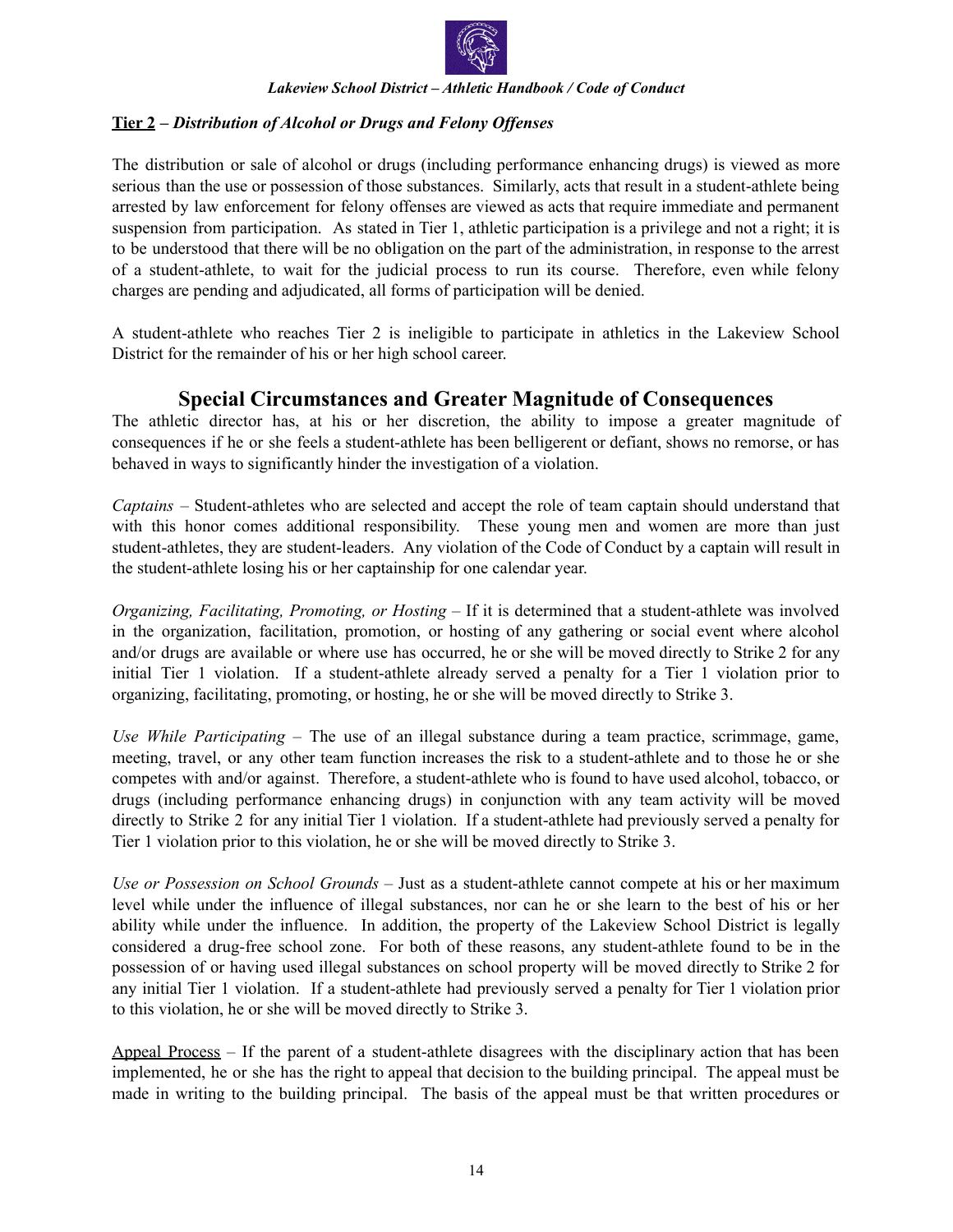**Tier 2** – ***Distribution of Alcohol or Drugs and Felony Offenses***

The distribution or sale of alcohol or drugs (including performance enhancing drugs) is viewed as more serious than the use or possession of those substances. Similarly, acts that result in a student-athlete being arrested by law enforcement for felony offenses are viewed as acts that require immediate and permanent suspension from participation. As stated in Tier 1, athletic participation is a privilege and not a right; it is to be understood that there will be no obligation on the part of the administration, in response to the arrest of a student-athlete, to wait for the judicial process to run its course. Therefore, even while felony charges are pending and adjudicated, all forms of participation will be denied.

A student-athlete who reaches Tier 2 is ineligible to participate in athletics in the Lakeview School District for the remainder of his or her high school career.

## Special Circumstances and Greater Magnitude of Consequences

The athletic director has, at his or her discretion, the ability to impose a greater magnitude of consequences if he or she feels a student-athlete has been belligerent or defiant, shows no remorse, or has behaved in ways to significantly hinder the investigation of a violation.

*Captains* – Student-athletes who are selected and accept the role of team captain should understand that with this honor comes additional responsibility. These young men and women are more than just student-athletes, they are student-leaders. Any violation of the Code of Conduct by a captain will result in the student-athlete losing his or her captainship for one calendar year.

*Organizing, Facilitating, Promoting, or Hosting* – If it is determined that a student-athlete was involved in the organization, facilitation, promotion, or hosting of any gathering or social event where alcohol and/or drugs are available or where use has occurred, he or she will be moved directly to Strike 2 for any initial Tier 1 violation. If a student-athlete already served a penalty for a Tier 1 violation prior to organizing, facilitating, promoting, or hosting, he or she will be moved directly to Strike 3.

*Use While Participating* – The use of an illegal substance during a team practice, scrimmage, game, meeting, travel, or any other team function increases the risk to a student-athlete and to those he or she competes with and/or against. Therefore, a student-athlete who is found to have used alcohol, tobacco, or drugs (including performance enhancing drugs) in conjunction with any team activity will be moved directly to Strike 2 for any initial Tier 1 violation. If a student-athlete had previously served a penalty for Tier 1 violation prior to this violation, he or she will be moved directly to Strike 3.

*Use or Possession on School Grounds* – Just as a student-athlete cannot compete at his or her maximum level while under the influence of illegal substances, nor can he or she learn to the best of his or her ability while under the influence. In addition, the property of the Lakeview School District is legally considered a drug-free school zone. For both of these reasons, any student-athlete found to be in the possession of or having used illegal substances on school property will be moved directly to Strike 2 for any initial Tier 1 violation. If a student-athlete had previously served a penalty for Tier 1 violation prior to this violation, he or she will be moved directly to Strike 3.

Appeal Process – If the parent of a student-athlete disagrees with the disciplinary action that has been implemented, he or she has the right to appeal that decision to the building principal. The appeal must be made in writing to the building principal. The basis of the appeal must be that written procedures or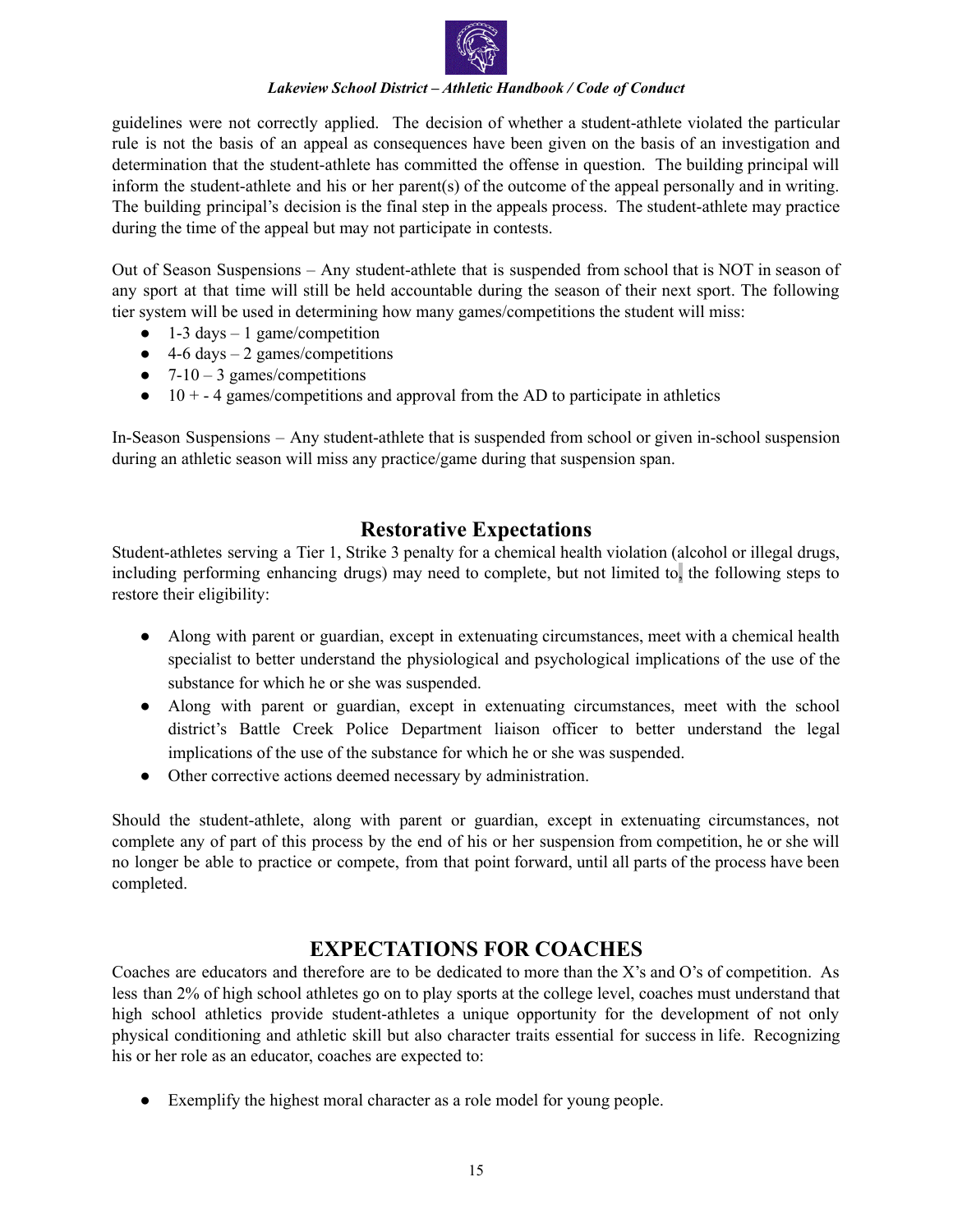guidelines were not correctly applied. The decision of whether a student-athlete violated the particular rule is not the basis of an appeal as consequences have been given on the basis of an investigation and determination that the student-athlete has committed the offense in question. The building principal will inform the student-athlete and his or her parent(s) of the outcome of the appeal personally and in writing. The building principal's decision is the final step in the appeals process. The student-athlete may practice during the time of the appeal but may not participate in contests.

Out of Season Suspensions – Any student-athlete that is suspended from school that is NOT in season of any sport at that time will still be held accountable during the season of their next sport. The following tier system will be used in determining how many games/competitions the student will miss:

- 1-3 days – 1 game/competition
- 4-6 days – 2 games/competitions
- 7-10 – 3 games/competitions
- 10 + - 4 games/competitions and approval from the AD to participate in athletics

In-Season Suspensions – Any student-athlete that is suspended from school or given in-school suspension during an athletic season will miss any practice/game during that suspension span.

## Restorative Expectations

Student-athletes serving a Tier 1, Strike 3 penalty for a chemical health violation (alcohol or illegal drugs, including performing enhancing drugs) may need to complete, but not limited to, the following steps to restore their eligibility:

- Along with parent or guardian, except in extenuating circumstances, meet with a chemical health specialist to better understand the physiological and psychological implications of the use of the substance for which he or she was suspended.
- Along with parent or guardian, except in extenuating circumstances, meet with the school district's Battle Creek Police Department liaison officer to better understand the legal implications of the use of the substance for which he or she was suspended.
- Other corrective actions deemed necessary by administration.

Should the student-athlete, along with parent or guardian, except in extenuating circumstances, not complete any of part of this process by the end of his or her suspension from competition, he or she will no longer be able to practice or compete, from that point forward, until all parts of the process have been completed.

## EXPECTATIONS FOR COACHES

Coaches are educators and therefore are to be dedicated to more than the X's and O's of competition. As less than 2% of high school athletes go on to play sports at the college level, coaches must understand that high school athletics provide student-athletes a unique opportunity for the development of not only physical conditioning and athletic skill but also character traits essential for success in life. Recognizing his or her role as an educator, coaches are expected to:

- Exemplify the highest moral character as a role model for young people.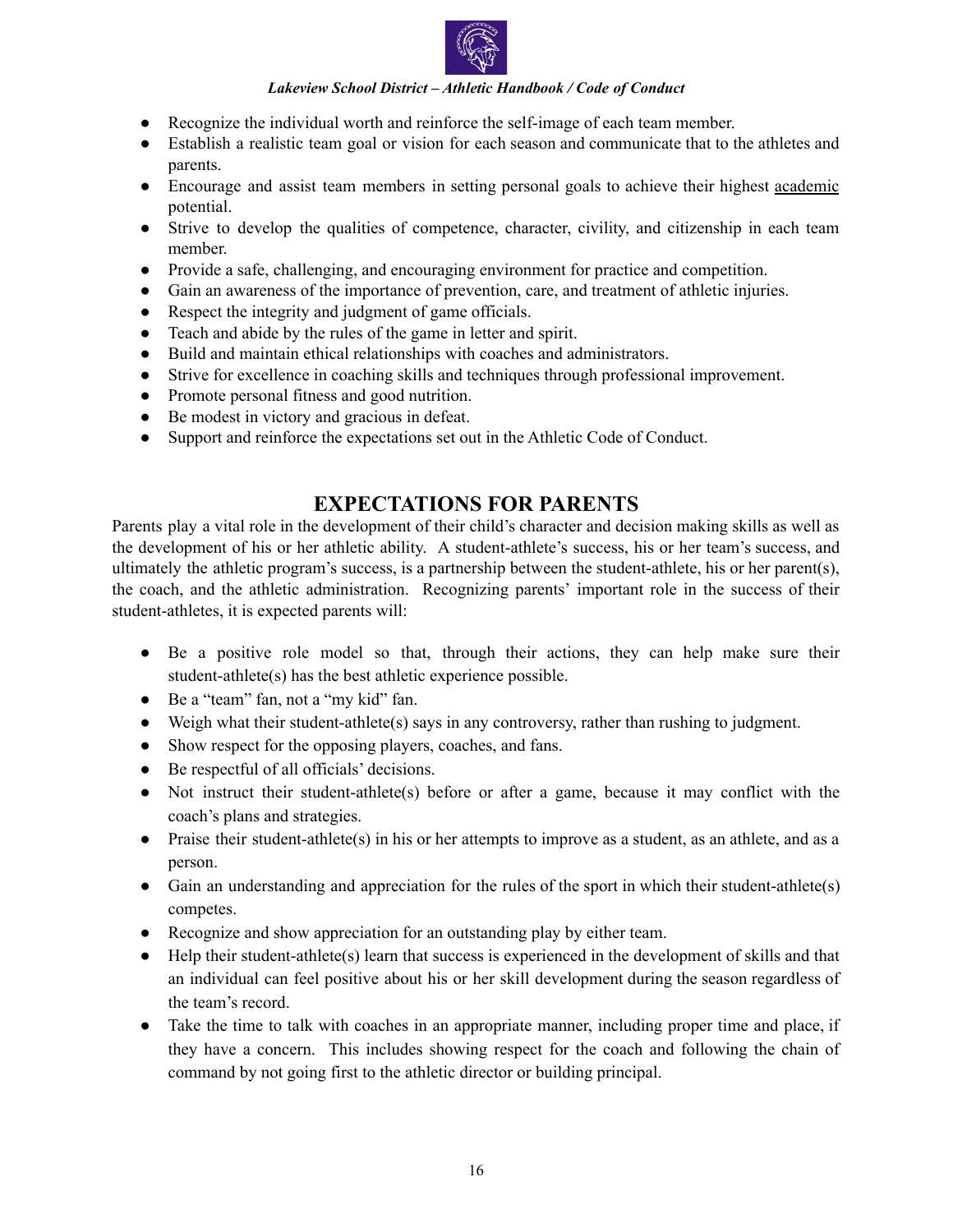- Recognize the individual worth and reinforce the self-image of each team member.
- Establish a realistic team goal or vision for each season and communicate that to the athletes and parents.
- Encourage and assist team members in setting personal goals to achieve their highest <u>academic</u> potential.
- Strive to develop the qualities of competence, character, civility, and citizenship in each team member.
- Provide a safe, challenging, and encouraging environment for practice and competition.
- Gain an awareness of the importance of prevention, care, and treatment of athletic injuries.
- Respect the integrity and judgment of game officials.
- Teach and abide by the rules of the game in letter and spirit.
- Build and maintain ethical relationships with coaches and administrators.
- Strive for excellence in coaching skills and techniques through professional improvement.
- Promote personal fitness and good nutrition.
- Be modest in victory and gracious in defeat.
- Support and reinforce the expectations set out in the Athletic Code of Conduct.

## EXPECTATIONS FOR PARENTS

Parents play a vital role in the development of their child's character and decision making skills as well as the development of his or her athletic ability. A student-athlete's success, his or her team's success, and ultimately the athletic program's success, is a partnership between the student-athlete, his or her parent(s), the coach, and the athletic administration. Recognizing parents' important role in the success of their student-athletes, it is expected parents will:

- Be a positive role model so that, through their actions, they can help make sure their student-athlete(s) has the best athletic experience possible.
- Be a "team" fan, not a "my kid" fan.
- Weigh what their student-athlete(s) says in any controversy, rather than rushing to judgment.
- Show respect for the opposing players, coaches, and fans.
- Be respectful of all officials' decisions.
- Not instruct their student-athlete(s) before or after a game, because it may conflict with the coach's plans and strategies.
- Praise their student-athlete(s) in his or her attempts to improve as a student, as an athlete, and as a person.
- Gain an understanding and appreciation for the rules of the sport in which their student-athlete(s) competes.
- Recognize and show appreciation for an outstanding play by either team.
- Help their student-athlete(s) learn that success is experienced in the development of skills and that an individual can feel positive about his or her skill development during the season regardless of the team's record.
- Take the time to talk with coaches in an appropriate manner, including proper time and place, if they have a concern. This includes showing respect for the coach and following the chain of command by not going first to the athletic director or building principal.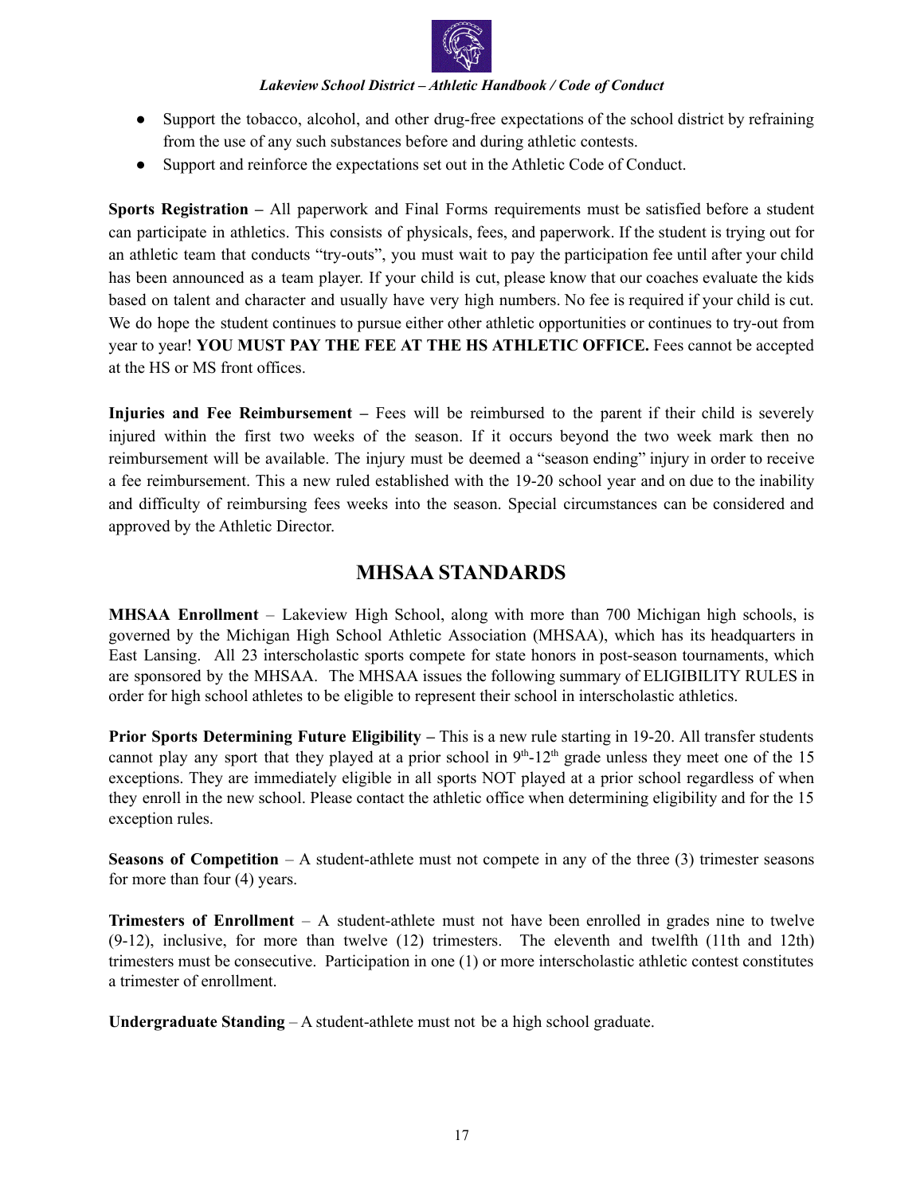- Support the tobacco, alcohol, and other drug-free expectations of the school district by refraining from the use of any such substances before and during athletic contests.
- Support and reinforce the expectations set out in the Athletic Code of Conduct.

**Sports Registration –** All paperwork and Final Forms requirements must be satisfied before a student can participate in athletics. This consists of physicals, fees, and paperwork. If the student is trying out for an athletic team that conducts "try-outs", you must wait to pay the participation fee until after your child has been announced as a team player. If your child is cut, please know that our coaches evaluate the kids based on talent and character and usually have very high numbers. No fee is required if your child is cut. We do hope the student continues to pursue either other athletic opportunities or continues to try-out from year to year! **YOU MUST PAY THE FEE AT THE HS ATHLETIC OFFICE.** Fees cannot be accepted at the HS or MS front offices.

**Injuries and Fee Reimbursement –** Fees will be reimbursed to the parent if their child is severely injured within the first two weeks of the season. If it occurs beyond the two week mark then no reimbursement will be available. The injury must be deemed a "season ending" injury in order to receive a fee reimbursement. This a new ruled established with the 19-20 school year and on due to the inability and difficulty of reimbursing fees weeks into the season. Special circumstances can be considered and approved by the Athletic Director.

## MHSAA STANDARDS

**MHSAA Enrollment** – Lakeview High School, along with more than 700 Michigan high schools, is governed by the Michigan High School Athletic Association (MHSAA), which has its headquarters in East Lansing. All 23 interscholastic sports compete for state honors in post-season tournaments, which are sponsored by the MHSAA. The MHSAA issues the following summary of ELIGIBILITY RULES in order for high school athletes to be eligible to represent their school in interscholastic athletics.

**Prior Sports Determining Future Eligibility –** This is a new rule starting in 19-20. All transfer students cannot play any sport that they played at a prior school in 9th-12th grade unless they meet one of the 15 exceptions. They are immediately eligible in all sports NOT played at a prior school regardless of when they enroll in the new school. Please contact the athletic office when determining eligibility and for the 15 exception rules.

**Seasons of Competition** – A student-athlete must not compete in any of the three (3) trimester seasons for more than four (4) years.

**Trimesters of Enrollment** – A student-athlete must not have been enrolled in grades nine to twelve (9-12), inclusive, for more than twelve (12) trimesters. The eleventh and twelfth (11th and 12th) trimesters must be consecutive. Participation in one (1) or more interscholastic athletic contest constitutes a trimester of enrollment.

**Undergraduate Standing** – A student-athlete must not be a high school graduate.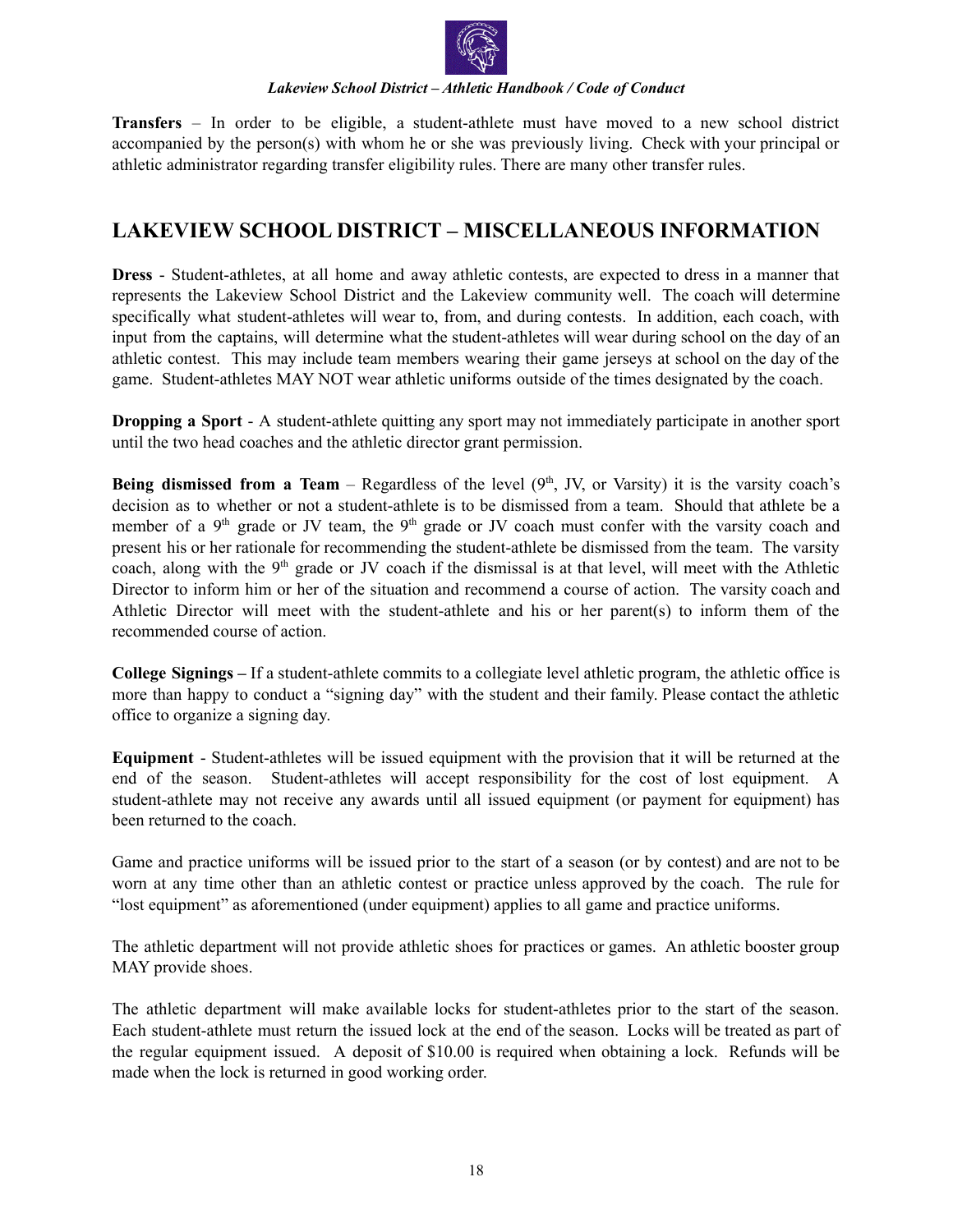**Transfers** – In order to be eligible, a student-athlete must have moved to a new school district accompanied by the person(s) with whom he or she was previously living. Check with your principal or athletic administrator regarding transfer eligibility rules. There are many other transfer rules.

## LAKEVIEW SCHOOL DISTRICT – MISCELLANEOUS INFORMATION

**Dress** - Student-athletes, at all home and away athletic contests, are expected to dress in a manner that represents the Lakeview School District and the Lakeview community well. The coach will determine specifically what student-athletes will wear to, from, and during contests. In addition, each coach, with input from the captains, will determine what the student-athletes will wear during school on the day of an athletic contest. This may include team members wearing their game jerseys at school on the day of the game. Student-athletes MAY NOT wear athletic uniforms outside of the times designated by the coach.

**Dropping a Sport** - A student-athlete quitting any sport may not immediately participate in another sport until the two head coaches and the athletic director grant permission.

**Being dismissed from a Team** – Regardless of the level (9th, JV, or Varsity) it is the varsity coach's decision as to whether or not a student-athlete is to be dismissed from a team. Should that athlete be a member of a 9th grade or JV team, the 9th grade or JV coach must confer with the varsity coach and present his or her rationale for recommending the student-athlete be dismissed from the team. The varsity coach, along with the 9th grade or JV coach if the dismissal is at that level, will meet with the Athletic Director to inform him or her of the situation and recommend a course of action. The varsity coach and Athletic Director will meet with the student-athlete and his or her parent(s) to inform them of the recommended course of action.

**College Signings –** If a student-athlete commits to a collegiate level athletic program, the athletic office is more than happy to conduct a "signing day" with the student and their family. Please contact the athletic office to organize a signing day.

**Equipment** - Student-athletes will be issued equipment with the provision that it will be returned at the end of the season. Student-athletes will accept responsibility for the cost of lost equipment. A student-athlete may not receive any awards until all issued equipment (or payment for equipment) has been returned to the coach.

Game and practice uniforms will be issued prior to the start of a season (or by contest) and are not to be worn at any time other than an athletic contest or practice unless approved by the coach. The rule for "lost equipment" as aforementioned (under equipment) applies to all game and practice uniforms.

The athletic department will not provide athletic shoes for practices or games. An athletic booster group MAY provide shoes.

The athletic department will make available locks for student-athletes prior to the start of the season. Each student-athlete must return the issued lock at the end of the season. Locks will be treated as part of the regular equipment issued. A deposit of $10.00 is required when obtaining a lock. Refunds will be made when the lock is returned in good working order.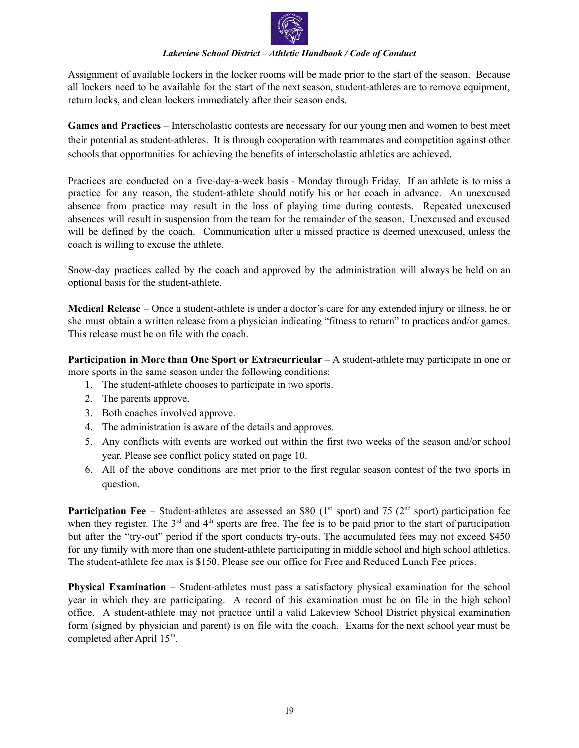Assignment of available lockers in the locker rooms will be made prior to the start of the season. Because all lockers need to be available for the start of the next season, student-athletes are to remove equipment, return locks, and clean lockers immediately after their season ends.

**Games and Practices** – Interscholastic contests are necessary for our young men and women to best meet their potential as student-athletes. It is through cooperation with teammates and competition against other schools that opportunities for achieving the benefits of interscholastic athletics are achieved.

Practices are conducted on a five-day-a-week basis - Monday through Friday. If an athlete is to miss a practice for any reason, the student-athlete should notify his or her coach in advance. An unexcused absence from practice may result in the loss of playing time during contests. Repeated unexcused absences will result in suspension from the team for the remainder of the season. Unexcused and excused will be defined by the coach. Communication after a missed practice is deemed unexcused, unless the coach is willing to excuse the athlete.

Snow-day practices called by the coach and approved by the administration will always be held on an optional basis for the student-athlete.

**Medical Release** – Once a student-athlete is under a doctor's care for any extended injury or illness, he or she must obtain a written release from a physician indicating "fitness to return" to practices and/or games. This release must be on file with the coach.

**Participation in More than One Sport or Extracurricular** – A student-athlete may participate in one or more sports in the same season under the following conditions:

1. The student-athlete chooses to participate in two sports.
2. The parents approve.
3. Both coaches involved approve.
4. The administration is aware of the details and approves.
5. Any conflicts with events are worked out within the first two weeks of the season and/or school year. Please see conflict policy stated on page 10.
6. All of the above conditions are met prior to the first regular season contest of the two sports in question.

**Participation Fee** – Student-athletes are assessed an $80 (1st sport) and 75 (2nd sport) participation fee when they register. The 3rd and 4th sports are free. The fee is to be paid prior to the start of participation but after the "try-out" period if the sport conducts try-outs. The accumulated fees may not exceed $450 for any family with more than one student-athlete participating in middle school and high school athletics. The student-athlete fee max is $150. Please see our office for Free and Reduced Lunch Fee prices.

**Physical Examination** – Student-athletes must pass a satisfactory physical examination for the school year in which they are participating. A record of this examination must be on file in the high school office. A student-athlete may not practice until a valid Lakeview School District physical examination form (signed by physician and parent) is on file with the coach. Exams for the next school year must be completed after April 15th.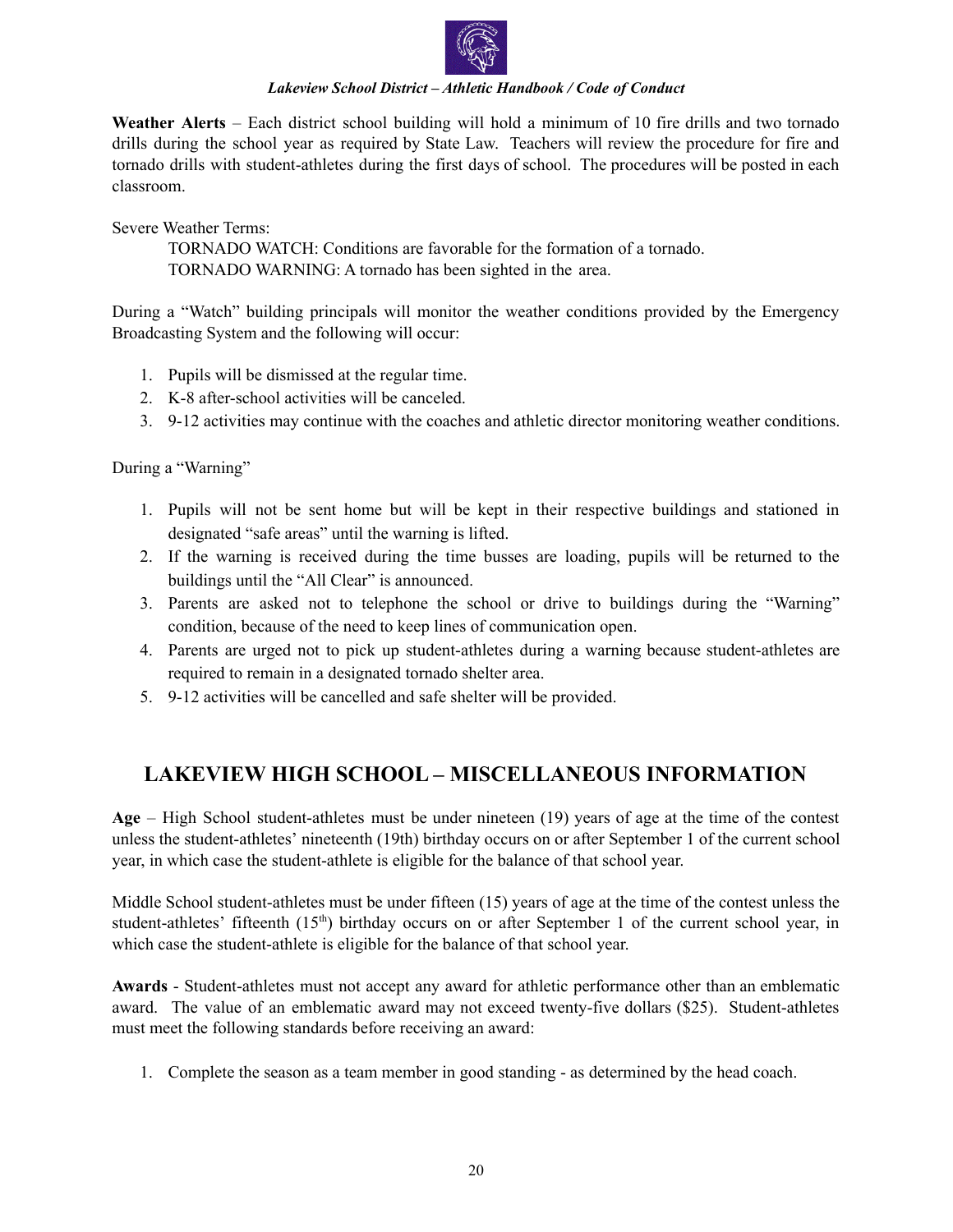**Weather Alerts** – Each district school building will hold a minimum of 10 fire drills and two tornado drills during the school year as required by State Law. Teachers will review the procedure for fire and tornado drills with student-athletes during the first days of school. The procedures will be posted in each classroom.

Severe Weather Terms:

TORNADO WATCH: Conditions are favorable for the formation of a tornado.
TORNADO WARNING: A tornado has been sighted in the area.

During a "Watch" building principals will monitor the weather conditions provided by the Emergency Broadcasting System and the following will occur:

1. Pupils will be dismissed at the regular time.
2. K-8 after-school activities will be canceled.
3. 9-12 activities may continue with the coaches and athletic director monitoring weather conditions.

During a "Warning"

1. Pupils will not be sent home but will be kept in their respective buildings and stationed in designated "safe areas" until the warning is lifted.
2. If the warning is received during the time busses are loading, pupils will be returned to the buildings until the "All Clear" is announced.
3. Parents are asked not to telephone the school or drive to buildings during the "Warning" condition, because of the need to keep lines of communication open.
4. Parents are urged not to pick up student-athletes during a warning because student-athletes are required to remain in a designated tornado shelter area.
5. 9-12 activities will be cancelled and safe shelter will be provided.

## LAKEVIEW HIGH SCHOOL – MISCELLANEOUS INFORMATION

**Age** – High School student-athletes must be under nineteen (19) years of age at the time of the contest unless the student-athletes' nineteenth (19th) birthday occurs on or after September 1 of the current school year, in which case the student-athlete is eligible for the balance of that school year.

Middle School student-athletes must be under fifteen (15) years of age at the time of the contest unless the student-athletes' fifteenth (15th) birthday occurs on or after September 1 of the current school year, in which case the student-athlete is eligible for the balance of that school year.

**Awards** - Student-athletes must not accept any award for athletic performance other than an emblematic award. The value of an emblematic award may not exceed twenty-five dollars ($25). Student-athletes must meet the following standards before receiving an award:

1. Complete the season as a team member in good standing - as determined by the head coach.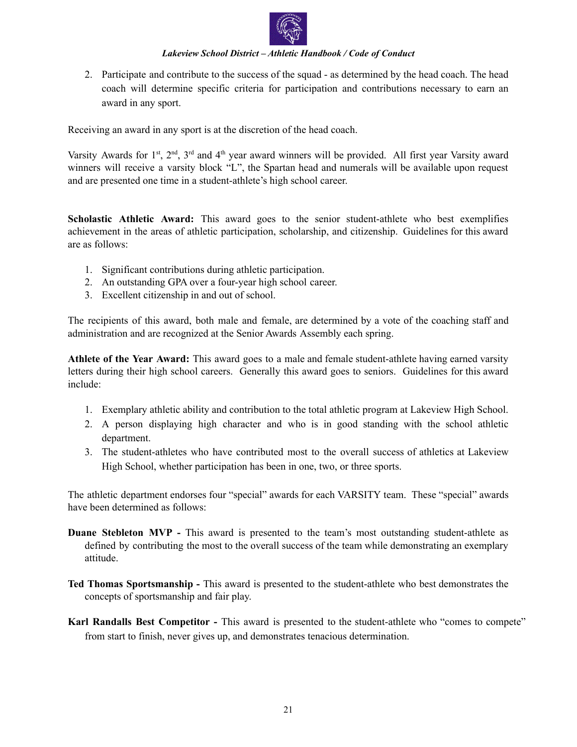2. Participate and contribute to the success of the squad - as determined by the head coach. The head coach will determine specific criteria for participation and contributions necessary to earn an award in any sport.

Receiving an award in any sport is at the discretion of the head coach.

Varsity Awards for 1st, 2nd, 3rd and 4th year award winners will be provided. All first year Varsity award winners will receive a varsity block "L", the Spartan head and numerals will be available upon request and are presented one time in a student-athlete's high school career.

**Scholastic Athletic Award:** This award goes to the senior student-athlete who best exemplifies achievement in the areas of athletic participation, scholarship, and citizenship. Guidelines for this award are as follows:

1. Significant contributions during athletic participation.
2. An outstanding GPA over a four-year high school career.
3. Excellent citizenship in and out of school.

The recipients of this award, both male and female, are determined by a vote of the coaching staff and administration and are recognized at the Senior Awards Assembly each spring.

**Athlete of the Year Award:** This award goes to a male and female student-athlete having earned varsity letters during their high school careers. Generally this award goes to seniors. Guidelines for this award include:

1. Exemplary athletic ability and contribution to the total athletic program at Lakeview High School.
2. A person displaying high character and who is in good standing with the school athletic department.
3. The student-athletes who have contributed most to the overall success of athletics at Lakeview High School, whether participation has been in one, two, or three sports.

The athletic department endorses four "special" awards for each VARSITY team. These "special" awards have been determined as follows:

**Duane Stebleton MVP -** This award is presented to the team's most outstanding student-athlete as defined by contributing the most to the overall success of the team while demonstrating an exemplary attitude.

**Ted Thomas Sportsmanship -** This award is presented to the student-athlete who best demonstrates the concepts of sportsmanship and fair play.

**Karl Randalls Best Competitor -** This award is presented to the student-athlete who "comes to compete" from start to finish, never gives up, and demonstrates tenacious determination.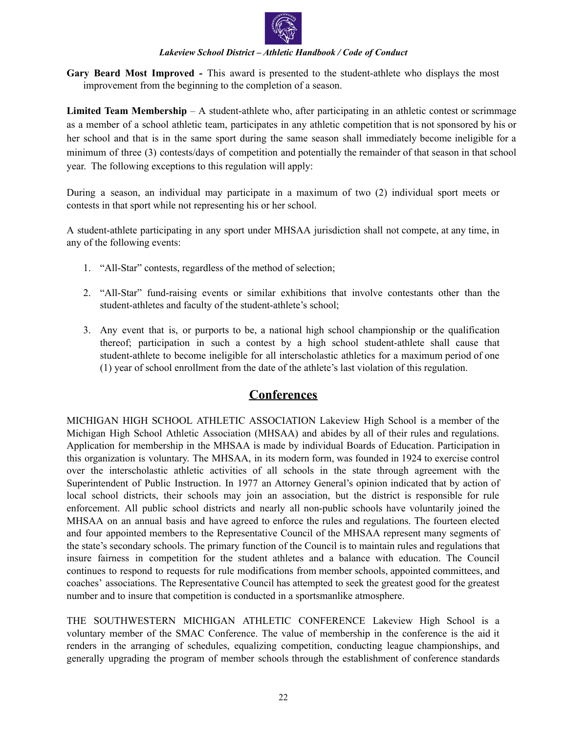**Gary Beard Most Improved -** This award is presented to the student-athlete who displays the most improvement from the beginning to the completion of a season.

**Limited Team Membership** – A student-athlete who, after participating in an athletic contest or scrimmage as a member of a school athletic team, participates in any athletic competition that is not sponsored by his or her school and that is in the same sport during the same season shall immediately become ineligible for a minimum of three (3) contests/days of competition and potentially the remainder of that season in that school year. The following exceptions to this regulation will apply:

During a season, an individual may participate in a maximum of two (2) individual sport meets or contests in that sport while not representing his or her school.

A student-athlete participating in any sport under MHSAA jurisdiction shall not compete, at any time, in any of the following events:

1. "All-Star" contests, regardless of the method of selection;
2. "All-Star" fund-raising events or similar exhibitions that involve contestants other than the student-athletes and faculty of the student-athlete's school;
3. Any event that is, or purports to be, a national high school championship or the qualification thereof; participation in such a contest by a high school student-athlete shall cause that student-athlete to become ineligible for all interscholastic athletics for a maximum period of one (1) year of school enrollment from the date of the athlete's last violation of this regulation.

## Conferences

MICHIGAN HIGH SCHOOL ATHLETIC ASSOCIATION Lakeview High School is a member of the Michigan High School Athletic Association (MHSAA) and abides by all of their rules and regulations. Application for membership in the MHSAA is made by individual Boards of Education. Participation in this organization is voluntary. The MHSAA, in its modern form, was founded in 1924 to exercise control over the interscholastic athletic activities of all schools in the state through agreement with the Superintendent of Public Instruction. In 1977 an Attorney General's opinion indicated that by action of local school districts, their schools may join an association, but the district is responsible for rule enforcement. All public school districts and nearly all non-public schools have voluntarily joined the MHSAA on an annual basis and have agreed to enforce the rules and regulations. The fourteen elected and four appointed members to the Representative Council of the MHSAA represent many segments of the state's secondary schools. The primary function of the Council is to maintain rules and regulations that insure fairness in competition for the student athletes and a balance with education. The Council continues to respond to requests for rule modifications from member schools, appointed committees, and coaches' associations. The Representative Council has attempted to seek the greatest good for the greatest number and to insure that competition is conducted in a sportsmanlike atmosphere.

THE SOUTHWESTERN MICHIGAN ATHLETIC CONFERENCE Lakeview High School is a voluntary member of the SMAC Conference. The value of membership in the conference is the aid it renders in the arranging of schedules, equalizing competition, conducting league championships, and generally upgrading the program of member schools through the establishment of conference standards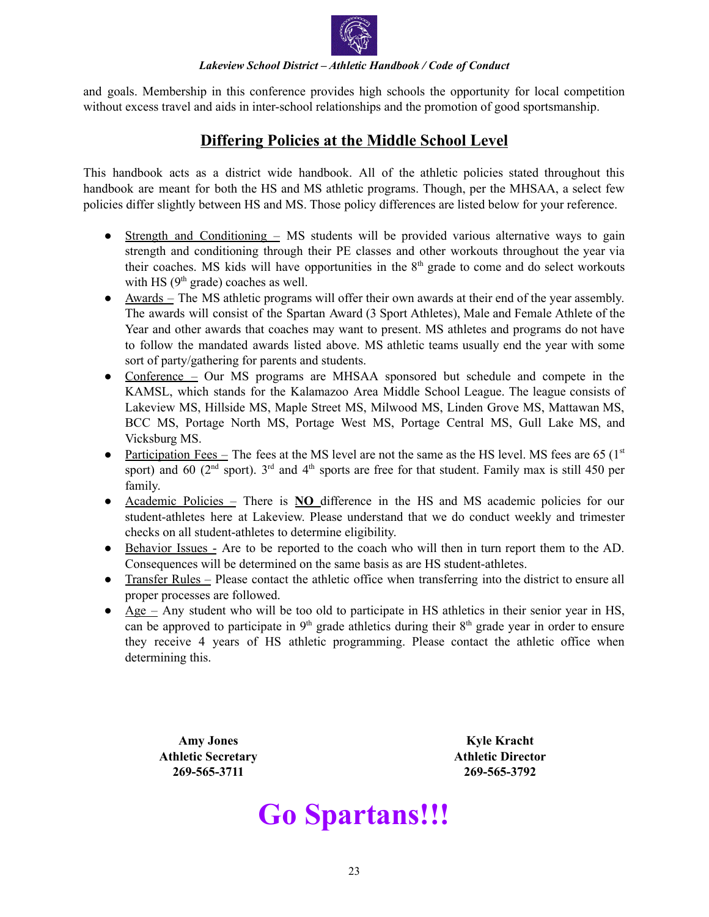and goals. Membership in this conference provides high schools the opportunity for local competition without excess travel and aids in inter-school relationships and the promotion of good sportsmanship.

## Differing Policies at the Middle School Level

This handbook acts as a district wide handbook. All of the athletic policies stated throughout this handbook are meant for both the HS and MS athletic programs. Though, per the MHSAA, a select few policies differ slightly between HS and MS. Those policy differences are listed below for your reference.

- Strength and Conditioning – MS students will be provided various alternative ways to gain strength and conditioning through their PE classes and other workouts throughout the year via their coaches. MS kids will have opportunities in the 8th grade to come and do select workouts with HS (9th grade) coaches as well.
- Awards – The MS athletic programs will offer their own awards at their end of the year assembly. The awards will consist of the Spartan Award (3 Sport Athletes), Male and Female Athlete of the Year and other awards that coaches may want to present. MS athletes and programs do not have to follow the mandated awards listed above. MS athletic teams usually end the year with some sort of party/gathering for parents and students.
- Conference – Our MS programs are MHSAA sponsored but schedule and compete in the KAMSL, which stands for the Kalamazoo Area Middle School League. The league consists of Lakeview MS, Hillside MS, Maple Street MS, Milwood MS, Linden Grove MS, Mattawan MS, BCC MS, Portage North MS, Portage West MS, Portage Central MS, Gull Lake MS, and Vicksburg MS.
- Participation Fees – The fees at the MS level are not the same as the HS level. MS fees are 65 (1st sport) and 60 (2nd sport). 3rd and 4th sports are free for that student. Family max is still 450 per family.
- Academic Policies – There is **NO** difference in the HS and MS academic policies for our student-athletes here at Lakeview. Please understand that we do conduct weekly and trimester checks on all student-athletes to determine eligibility.
- Behavior Issues - Are to be reported to the coach who will then in turn report them to the AD. Consequences will be determined on the same basis as are HS student-athletes.
- Transfer Rules – Please contact the athletic office when transferring into the district to ensure all proper processes are followed.
- Age – Any student who will be too old to participate in HS athletics in their senior year in HS, can be approved to participate in 9th grade athletics during their 8th grade year in order to ensure they receive 4 years of HS athletic programming. Please contact the athletic office when determining this.

**Amy Jones**
**Athletic Secretary**
**269-565-3711**

**Kyle Kracht**
**Athletic Director**
**269-565-3792**

# Go Spartans!!!